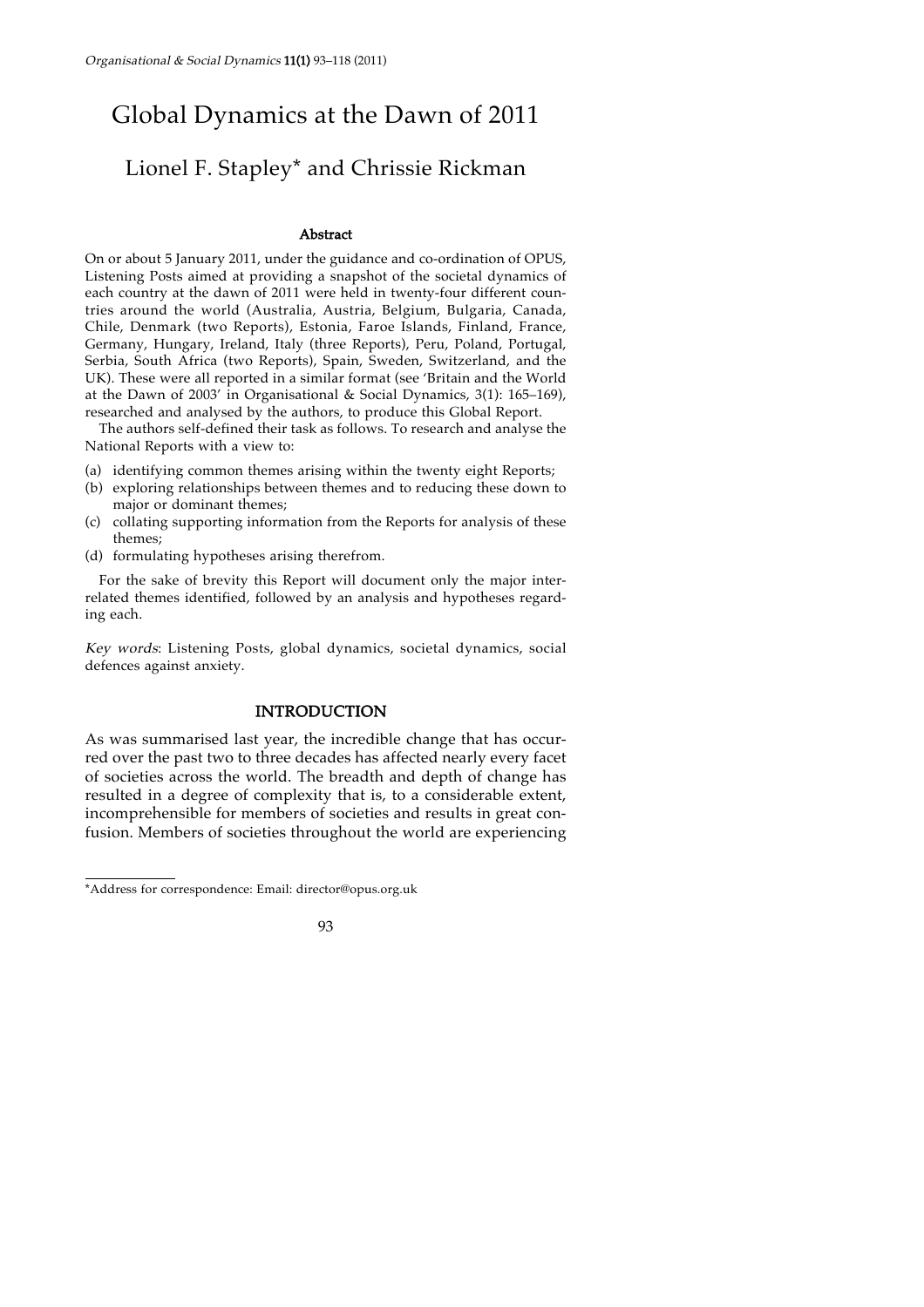# Global Dynamics at the Dawn of 2011

## Lionel F. Stapley* and Chrissie Rickman

### Abstract

On or about 5 January 2011, under the guidance and co-ordination of OPUS, Listening Posts aimed at providing a snapshot of the societal dynamics of each country at the dawn of 2011 were held in twenty-four different countries around the world (Australia, Austria, Belgium, Bulgaria, Canada, Chile, Denmark (two Reports), Estonia, Faroe Islands, Finland, France, Germany, Hungary, Ireland, Italy (three Reports), Peru, Poland, Portugal, Serbia, South Africa (two Reports), Spain, Sweden, Switzerland, and the UK). These were all reported in a similar format (see 'Britain and the World at the Dawn of 2003' in Organisational & Social Dynamics, 3(1): 165–169), researched and analysed by the authors, to produce this Global Report.

The authors self-defined their task as follows. To research and analyse the National Reports with a view to:

(a) identifying common themes arising within the twenty eight Reports;
(b) exploring relationships between themes and to reducing these down to major or dominant themes;
(c) collating supporting information from the Reports for analysis of these themes;
(d) formulating hypotheses arising therefrom.

For the sake of brevity this Report will document only the major inter-related themes identified, followed by an analysis and hypotheses regarding each.

*Key words*: Listening Posts, global dynamics, societal dynamics, social defences against anxiety.

### INTRODUCTION

As was summarised last year, the incredible change that has occurred over the past two to three decades has affected nearly every facet of societies across the world. The breadth and depth of change has resulted in a degree of complexity that is, to a considerable extent, incomprehensible for members of societies and results in great confusion. Members of societies throughout the world are experiencing

*Address for correspondence: Email: director@opus.org.uk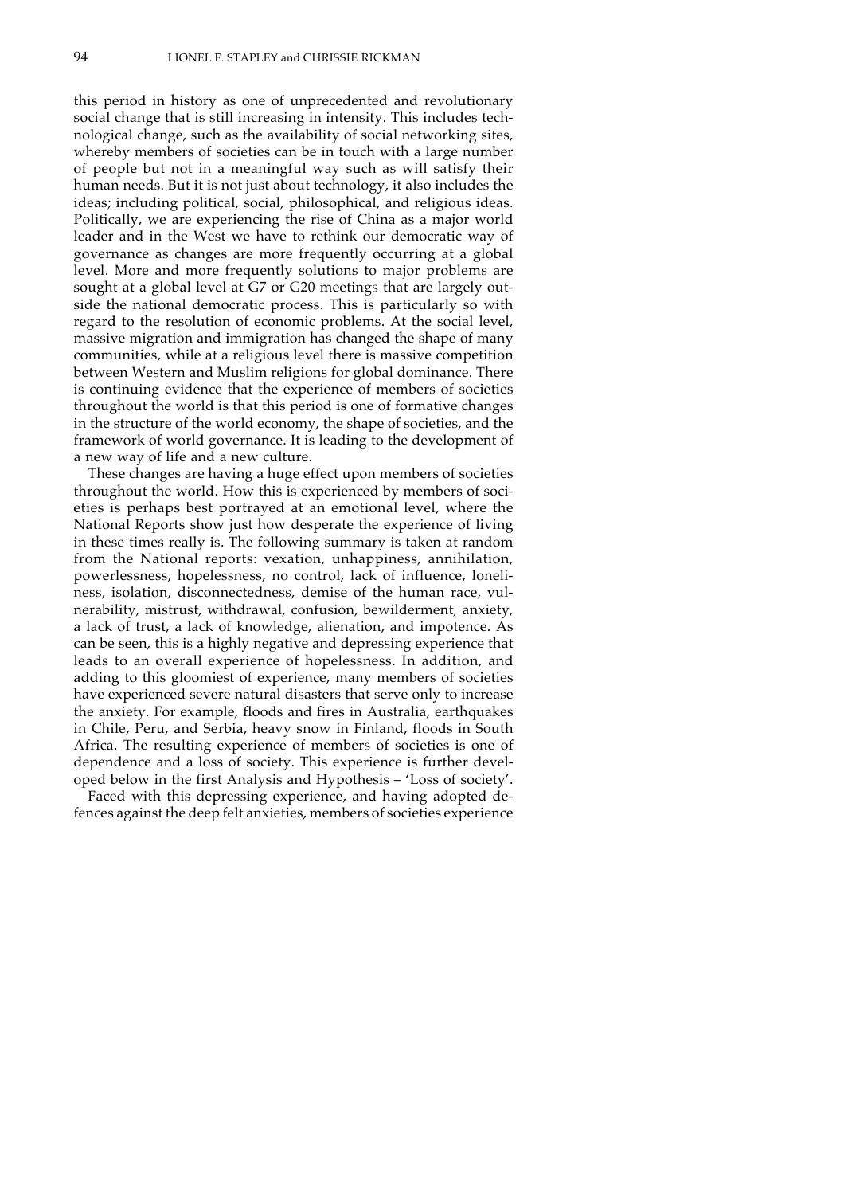this period in history as one of unprecedented and revolutionary social change that is still increasing in intensity. This includes technological change, such as the availability of social networking sites, whereby members of societies can be in touch with a large number of people but not in a meaningful way such as will satisfy their human needs. But it is not just about technology, it also includes the ideas; including political, social, philosophical, and religious ideas. Politically, we are experiencing the rise of China as a major world leader and in the West we have to rethink our democratic way of governance as changes are more frequently occurring at a global level. More and more frequently solutions to major problems are sought at a global level at G7 or G20 meetings that are largely outside the national democratic process. This is particularly so with regard to the resolution of economic problems. At the social level, massive migration and immigration has changed the shape of many communities, while at a religious level there is massive competition between Western and Muslim religions for global dominance. There is continuing evidence that the experience of members of societies throughout the world is that this period is one of formative changes in the structure of the world economy, the shape of societies, and the framework of world governance. It is leading to the development of a new way of life and a new culture.

These changes are having a huge effect upon members of societies throughout the world. How this is experienced by members of societies is perhaps best portrayed at an emotional level, where the National Reports show just how desperate the experience of living in these times really is. The following summary is taken at random from the National reports: vexation, unhappiness, annihilation, powerlessness, hopelessness, no control, lack of influence, loneliness, isolation, disconnectedness, demise of the human race, vulnerability, mistrust, withdrawal, confusion, bewilderment, anxiety, a lack of trust, a lack of knowledge, alienation, and impotence. As can be seen, this is a highly negative and depressing experience that leads to an overall experience of hopelessness. In addition, and adding to this gloomiest of experience, many members of societies have experienced severe natural disasters that serve only to increase the anxiety. For example, floods and fires in Australia, earthquakes in Chile, Peru, and Serbia, heavy snow in Finland, floods in South Africa. The resulting experience of members of societies is one of dependence and a loss of society. This experience is further developed below in the first Analysis and Hypothesis – 'Loss of society'.

Faced with this depressing experience, and having adopted defences against the deep felt anxieties, members of societies experience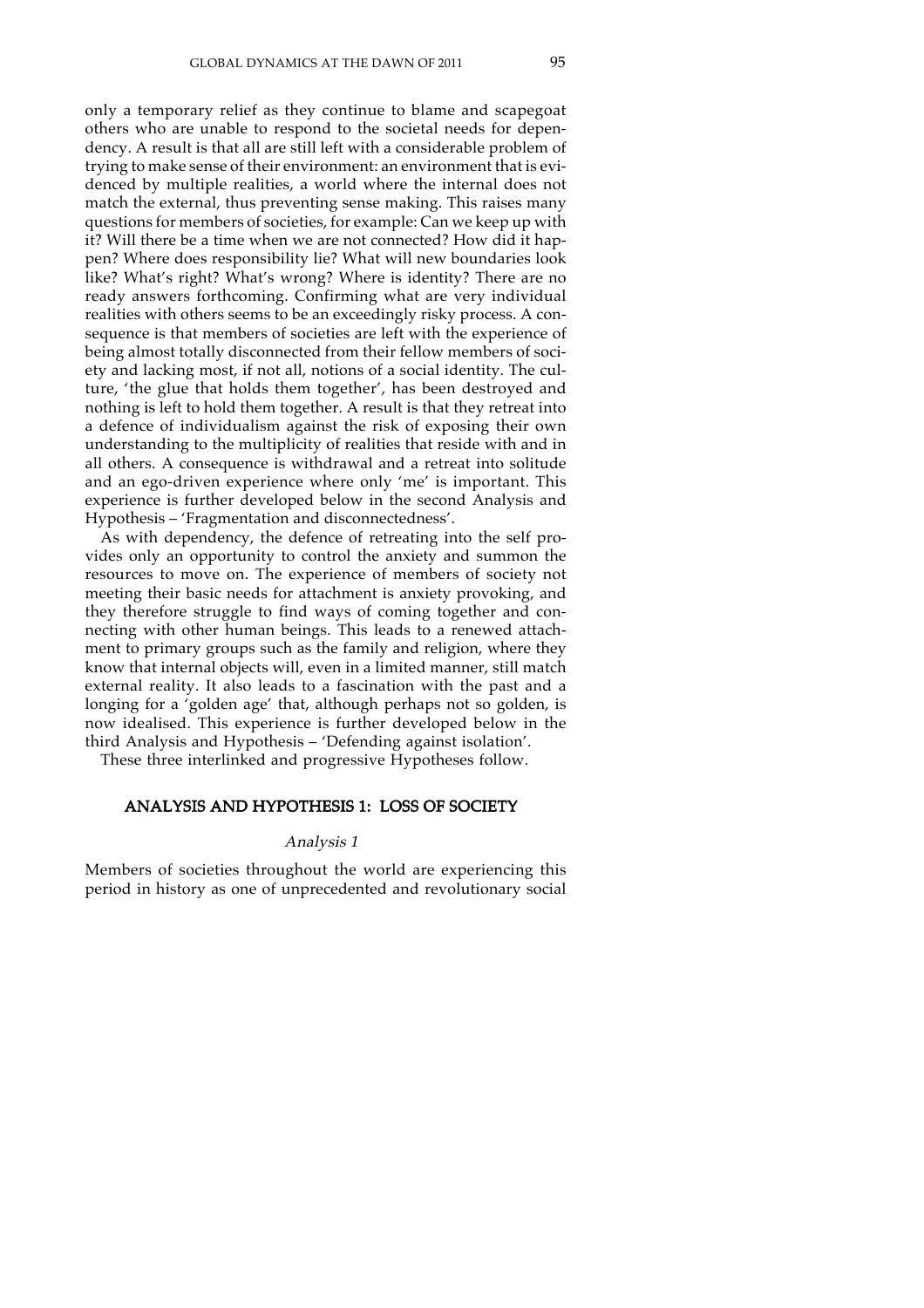only a temporary relief as they continue to blame and scapegoat others who are unable to respond to the societal needs for dependency. A result is that all are still left with a considerable problem of trying to make sense of their environment: an environment that is evidenced by multiple realities, a world where the internal does not match the external, thus preventing sense making. This raises many questions for members of societies, for example: Can we keep up with it? Will there be a time when we are not connected? How did it happen? Where does responsibility lie? What will new boundaries look like? What's right? What's wrong? Where is identity? There are no ready answers forthcoming. Confirming what are very individual realities with others seems to be an exceedingly risky process. A consequence is that members of societies are left with the experience of being almost totally disconnected from their fellow members of society and lacking most, if not all, notions of a social identity. The culture, 'the glue that holds them together', has been destroyed and nothing is left to hold them together. A result is that they retreat into a defence of individualism against the risk of exposing their own understanding to the multiplicity of realities that reside with and in all others. A consequence is withdrawal and a retreat into solitude and an ego-driven experience where only 'me' is important. This experience is further developed below in the second Analysis and Hypothesis – 'Fragmentation and disconnectedness'.

As with dependency, the defence of retreating into the self provides only an opportunity to control the anxiety and summon the resources to move on. The experience of members of society not meeting their basic needs for attachment is anxiety provoking, and they therefore struggle to find ways of coming together and connecting with other human beings. This leads to a renewed attachment to primary groups such as the family and religion, where they know that internal objects will, even in a limited manner, still match external reality. It also leads to a fascination with the past and a longing for a 'golden age' that, although perhaps not so golden, is now idealised. This experience is further developed below in the third Analysis and Hypothesis – 'Defending against isolation'.

These three interlinked and progressive Hypotheses follow.

## ANALYSIS AND HYPOTHESIS 1: LOSS OF SOCIETY

### *Analysis 1*

Members of societies throughout the world are experiencing this period in history as one of unprecedented and revolutionary social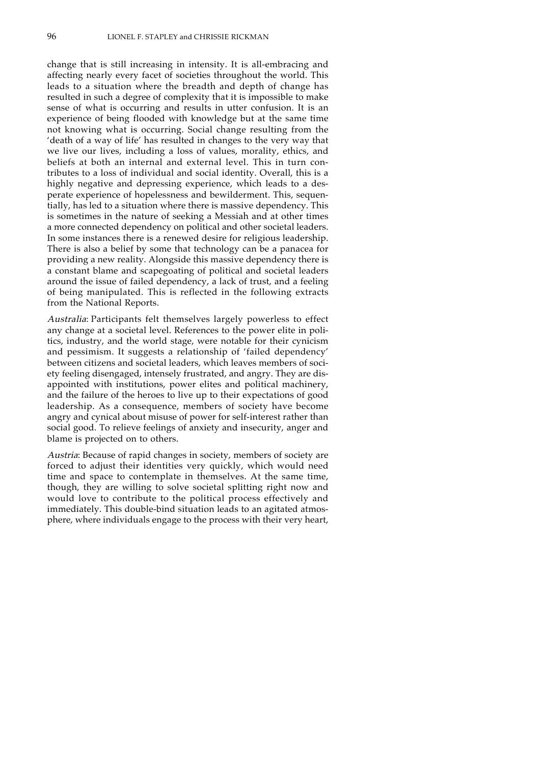change that is still increasing in intensity. It is all-embracing and affecting nearly every facet of societies throughout the world. This leads to a situation where the breadth and depth of change has resulted in such a degree of complexity that it is impossible to make sense of what is occurring and results in utter confusion. It is an experience of being flooded with knowledge but at the same time not knowing what is occurring. Social change resulting from the 'death of a way of life' has resulted in changes to the very way that we live our lives, including a loss of values, morality, ethics, and beliefs at both an internal and external level. This in turn contributes to a loss of individual and social identity. Overall, this is a highly negative and depressing experience, which leads to a desperate experience of hopelessness and bewilderment. This, sequentially, has led to a situation where there is massive dependency. This is sometimes in the nature of seeking a Messiah and at other times a more connected dependency on political and other societal leaders. In some instances there is a renewed desire for religious leadership. There is also a belief by some that technology can be a panacea for providing a new reality. Alongside this massive dependency there is a constant blame and scapegoating of political and societal leaders around the issue of failed dependency, a lack of trust, and a feeling of being manipulated. This is reflected in the following extracts from the National Reports.

*Australia*: Participants felt themselves largely powerless to effect any change at a societal level. References to the power elite in politics, industry, and the world stage, were notable for their cynicism and pessimism. It suggests a relationship of 'failed dependency' between citizens and societal leaders, which leaves members of society feeling disengaged, intensely frustrated, and angry. They are disappointed with institutions, power elites and political machinery, and the failure of the heroes to live up to their expectations of good leadership. As a consequence, members of society have become angry and cynical about misuse of power for self-interest rather than social good. To relieve feelings of anxiety and insecurity, anger and blame is projected on to others.

*Austria*: Because of rapid changes in society, members of society are forced to adjust their identities very quickly, which would need time and space to contemplate in themselves. At the same time, though, they are willing to solve societal splitting right now and would love to contribute to the political process effectively and immediately. This double-bind situation leads to an agitated atmosphere, where individuals engage to the process with their very heart,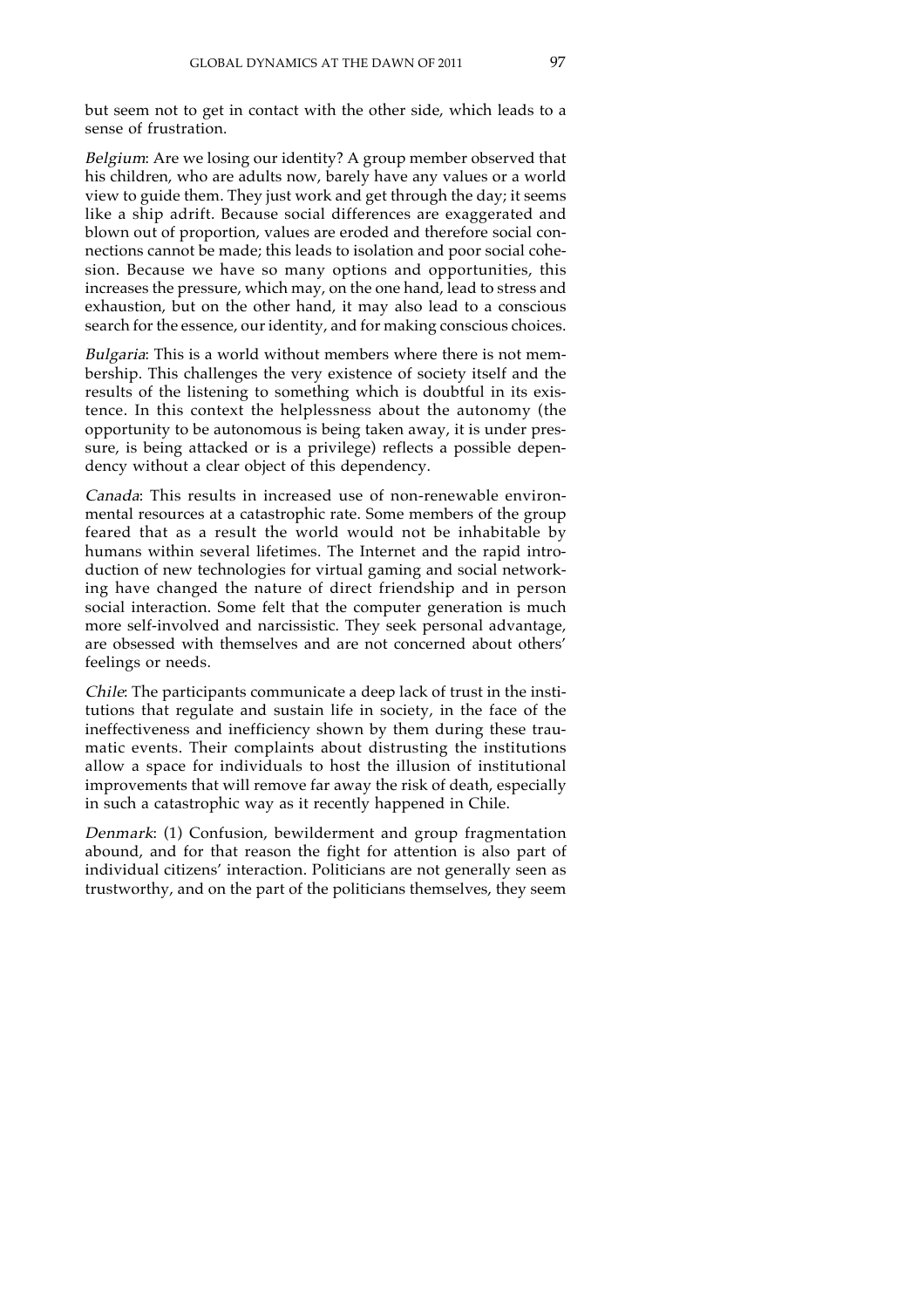but seem not to get in contact with the other side, which leads to a sense of frustration.

*Belgium*: Are we losing our identity? A group member observed that his children, who are adults now, barely have any values or a world view to guide them. They just work and get through the day; it seems like a ship adrift. Because social differences are exaggerated and blown out of proportion, values are eroded and therefore social connections cannot be made; this leads to isolation and poor social cohesion. Because we have so many options and opportunities, this increases the pressure, which may, on the one hand, lead to stress and exhaustion, but on the other hand, it may also lead to a conscious search for the essence, our identity, and for making conscious choices.

*Bulgaria*: This is a world without members where there is not membership. This challenges the very existence of society itself and the results of the listening to something which is doubtful in its existence. In this context the helplessness about the autonomy (the opportunity to be autonomous is being taken away, it is under pressure, is being attacked or is a privilege) reflects a possible dependency without a clear object of this dependency.

*Canada*: This results in increased use of non-renewable environmental resources at a catastrophic rate. Some members of the group feared that as a result the world would not be inhabitable by humans within several lifetimes. The Internet and the rapid introduction of new technologies for virtual gaming and social networking have changed the nature of direct friendship and in person social interaction. Some felt that the computer generation is much more self-involved and narcissistic. They seek personal advantage, are obsessed with themselves and are not concerned about others' feelings or needs.

*Chile*: The participants communicate a deep lack of trust in the institutions that regulate and sustain life in society, in the face of the ineffectiveness and inefficiency shown by them during these traumatic events. Their complaints about distrusting the institutions allow a space for individuals to host the illusion of institutional improvements that will remove far away the risk of death, especially in such a catastrophic way as it recently happened in Chile.

*Denmark*: (1) Confusion, bewilderment and group fragmentation abound, and for that reason the fight for attention is also part of individual citizens' interaction. Politicians are not generally seen as trustworthy, and on the part of the politicians themselves, they seem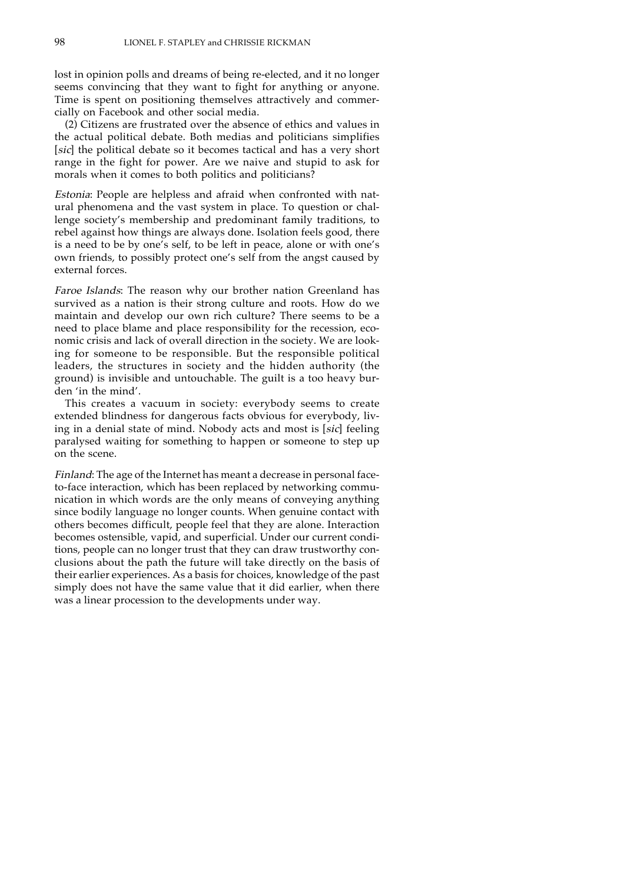lost in opinion polls and dreams of being re-elected, and it no longer seems convincing that they want to fight for anything or anyone. Time is spent on positioning themselves attractively and commercially on Facebook and other social media.

(2) Citizens are frustrated over the absence of ethics and values in the actual political debate. Both medias and politicians simplifies [*sic*] the political debate so it becomes tactical and has a very short range in the fight for power. Are we naive and stupid to ask for morals when it comes to both politics and politicians?

*Estonia*: People are helpless and afraid when confronted with natural phenomena and the vast system in place. To question or challenge society's membership and predominant family traditions, to rebel against how things are always done. Isolation feels good, there is a need to be by one's self, to be left in peace, alone or with one's own friends, to possibly protect one's self from the angst caused by external forces.

*Faroe Islands*: The reason why our brother nation Greenland has survived as a nation is their strong culture and roots. How do we maintain and develop our own rich culture? There seems to be a need to place blame and place responsibility for the recession, economic crisis and lack of overall direction in the society. We are looking for someone to be responsible. But the responsible political leaders, the structures in society and the hidden authority (the ground) is invisible and untouchable. The guilt is a too heavy burden 'in the mind'.

This creates a vacuum in society: everybody seems to create extended blindness for dangerous facts obvious for everybody, living in a denial state of mind. Nobody acts and most is [*sic*] feeling paralysed waiting for something to happen or someone to step up on the scene.

*Finland*: The age of the Internet has meant a decrease in personal face-to-face interaction, which has been replaced by networking communication in which words are the only means of conveying anything since bodily language no longer counts. When genuine contact with others becomes difficult, people feel that they are alone. Interaction becomes ostensible, vapid, and superficial. Under our current conditions, people can no longer trust that they can draw trustworthy conclusions about the path the future will take directly on the basis of their earlier experiences. As a basis for choices, knowledge of the past simply does not have the same value that it did earlier, when there was a linear procession to the developments under way.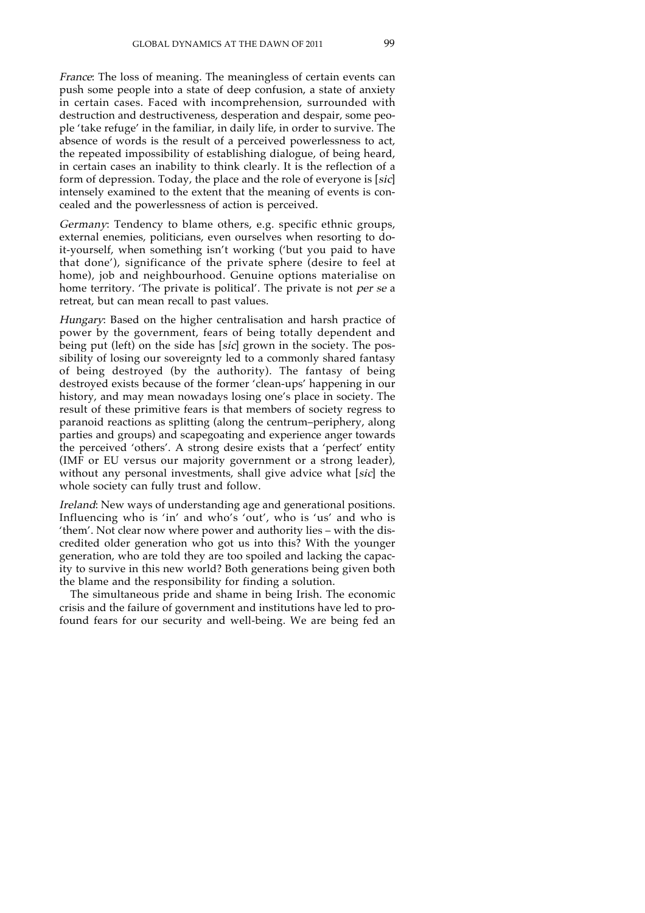*France*: The loss of meaning. The meaningless of certain events can push some people into a state of deep confusion, a state of anxiety in certain cases. Faced with incomprehension, surrounded with destruction and destructiveness, desperation and despair, some people 'take refuge' in the familiar, in daily life, in order to survive. The absence of words is the result of a perceived powerlessness to act, the repeated impossibility of establishing dialogue, of being heard, in certain cases an inability to think clearly. It is the reflection of a form of depression. Today, the place and the role of everyone is [*sic*] intensely examined to the extent that the meaning of events is concealed and the powerlessness of action is perceived.

*Germany*: Tendency to blame others, e.g. specific ethnic groups, external enemies, politicians, even ourselves when resorting to do-it-yourself, when something isn't working ('but you paid to have that done'), significance of the private sphere (desire to feel at home), job and neighbourhood. Genuine options materialise on home territory. 'The private is political'. The private is not *per se* a retreat, but can mean recall to past values.

*Hungary*: Based on the higher centralisation and harsh practice of power by the government, fears of being totally dependent and being put (left) on the side has [*sic*] grown in the society. The possibility of losing our sovereignty led to a commonly shared fantasy of being destroyed (by the authority). The fantasy of being destroyed exists because of the former 'clean-ups' happening in our history, and may mean nowadays losing one's place in society. The result of these primitive fears is that members of society regress to paranoid reactions as splitting (along the centrum–periphery, along parties and groups) and scapegoating and experience anger towards the perceived 'others'. A strong desire exists that a 'perfect' entity (IMF or EU versus our majority government or a strong leader), without any personal investments, shall give advice what [*sic*] the whole society can fully trust and follow.

*Ireland*: New ways of understanding age and generational positions. Influencing who is 'in' and who's 'out', who is 'us' and who is 'them'. Not clear now where power and authority lies – with the discredited older generation who got us into this? With the younger generation, who are told they are too spoiled and lacking the capacity to survive in this new world? Both generations being given both the blame and the responsibility for finding a solution.

The simultaneous pride and shame in being Irish. The economic crisis and the failure of government and institutions have led to profound fears for our security and well-being. We are being fed an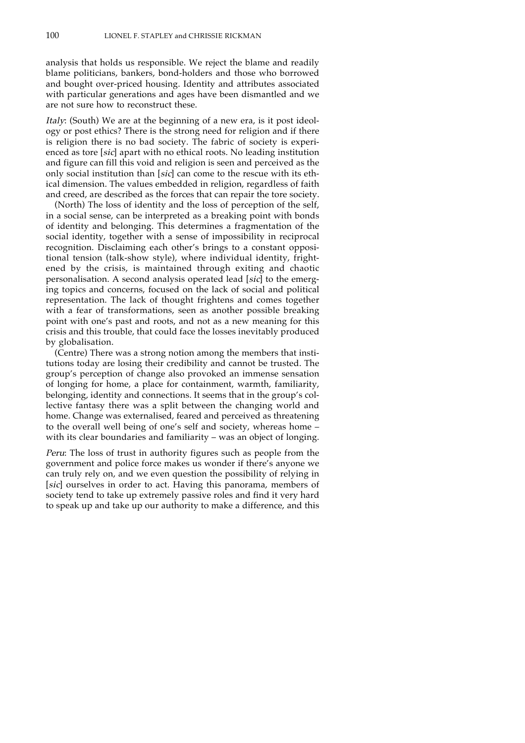analysis that holds us responsible. We reject the blame and readily blame politicians, bankers, bond-holders and those who borrowed and bought over-priced housing. Identity and attributes associated with particular generations and ages have been dismantled and we are not sure how to reconstruct these.

*Italy*: (South) We are at the beginning of a new era, is it post ideology or post ethics? There is the strong need for religion and if there is religion there is no bad society. The fabric of society is experienced as tore [*sic*] apart with no ethical roots. No leading institution and figure can fill this void and religion is seen and perceived as the only social institution than [*sic*] can come to the rescue with its ethical dimension. The values embedded in religion, regardless of faith and creed, are described as the forces that can repair the tore society.

(North) The loss of identity and the loss of perception of the self, in a social sense, can be interpreted as a breaking point with bonds of identity and belonging. This determines a fragmentation of the social identity, together with a sense of impossibility in reciprocal recognition. Disclaiming each other's brings to a constant oppositional tension (talk-show style), where individual identity, frightened by the crisis, is maintained through exiting and chaotic personalisation. A second analysis operated lead [*sic*] to the emerging topics and concerns, focused on the lack of social and political representation. The lack of thought frightens and comes together with a fear of transformations, seen as another possible breaking point with one's past and roots, and not as a new meaning for this crisis and this trouble, that could face the losses inevitably produced by globalisation.

(Centre) There was a strong notion among the members that institutions today are losing their credibility and cannot be trusted. The group's perception of change also provoked an immense sensation of longing for home, a place for containment, warmth, familiarity, belonging, identity and connections. It seems that in the group's collective fantasy there was a split between the changing world and home. Change was externalised, feared and perceived as threatening to the overall well being of one's self and society, whereas home – with its clear boundaries and familiarity – was an object of longing.

*Peru*: The loss of trust in authority figures such as people from the government and police force makes us wonder if there's anyone we can truly rely on, and we even question the possibility of relying in [*sic*] ourselves in order to act. Having this panorama, members of society tend to take up extremely passive roles and find it very hard to speak up and take up our authority to make a difference, and this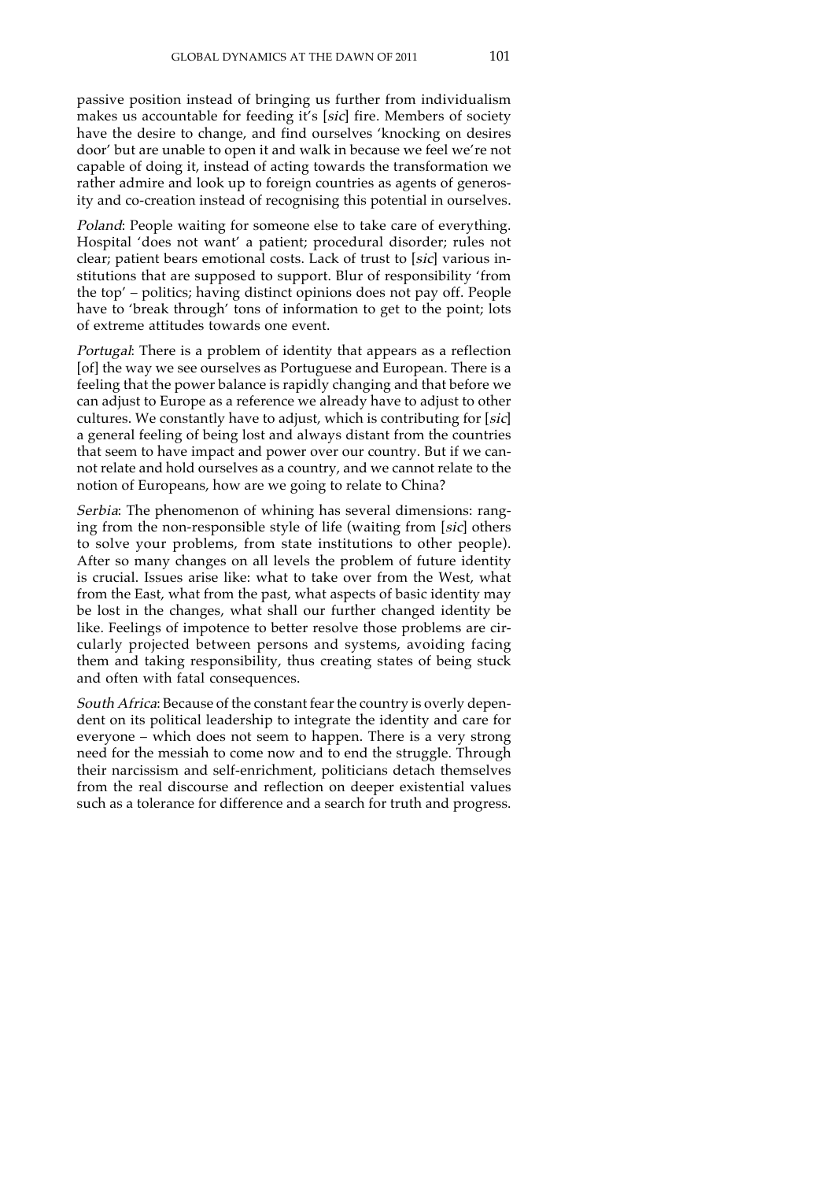passive position instead of bringing us further from individualism makes us accountable for feeding it's [*sic*] fire. Members of society have the desire to change, and find ourselves 'knocking on desires door' but are unable to open it and walk in because we feel we're not capable of doing it, instead of acting towards the transformation we rather admire and look up to foreign countries as agents of generosity and co-creation instead of recognising this potential in ourselves.

*Poland*: People waiting for someone else to take care of everything. Hospital 'does not want' a patient; procedural disorder; rules not clear; patient bears emotional costs. Lack of trust to [*sic*] various institutions that are supposed to support. Blur of responsibility 'from the top' – politics; having distinct opinions does not pay off. People have to 'break through' tons of information to get to the point; lots of extreme attitudes towards one event.

*Portugal*: There is a problem of identity that appears as a reflection [of] the way we see ourselves as Portuguese and European. There is a feeling that the power balance is rapidly changing and that before we can adjust to Europe as a reference we already have to adjust to other cultures. We constantly have to adjust, which is contributing for [*sic*] a general feeling of being lost and always distant from the countries that seem to have impact and power over our country. But if we cannot relate and hold ourselves as a country, and we cannot relate to the notion of Europeans, how are we going to relate to China?

*Serbia*: The phenomenon of whining has several dimensions: ranging from the non-responsible style of life (waiting from [*sic*] others to solve your problems, from state institutions to other people). After so many changes on all levels the problem of future identity is crucial. Issues arise like: what to take over from the West, what from the East, what from the past, what aspects of basic identity may be lost in the changes, what shall our further changed identity be like. Feelings of impotence to better resolve those problems are circularly projected between persons and systems, avoiding facing them and taking responsibility, thus creating states of being stuck and often with fatal consequences.

*South Africa*: Because of the constant fear the country is overly dependent on its political leadership to integrate the identity and care for everyone – which does not seem to happen. There is a very strong need for the messiah to come now and to end the struggle. Through their narcissism and self-enrichment, politicians detach themselves from the real discourse and reflection on deeper existential values such as a tolerance for difference and a search for truth and progress.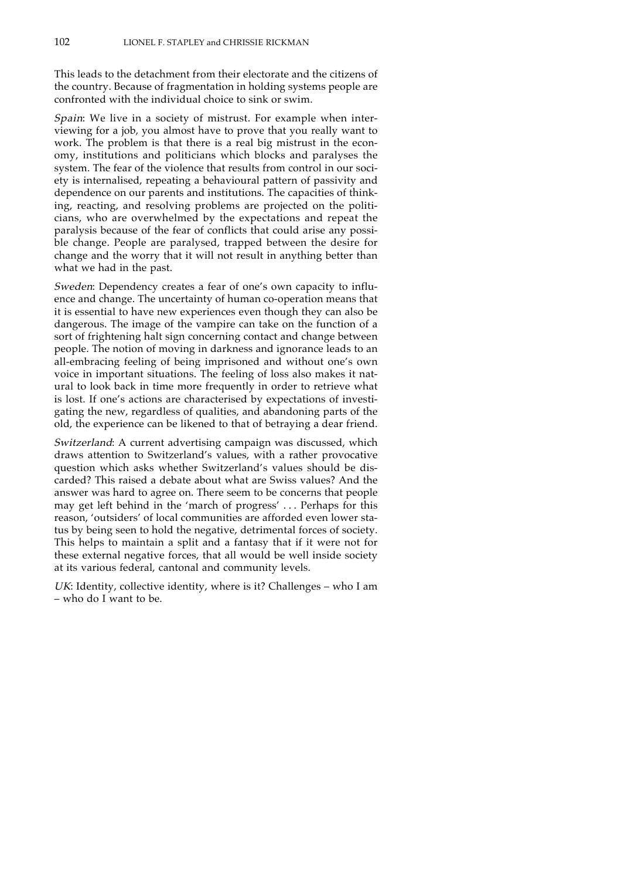This leads to the detachment from their electorate and the citizens of the country. Because of fragmentation in holding systems people are confronted with the individual choice to sink or swim.

*Spain*: We live in a society of mistrust. For example when interviewing for a job, you almost have to prove that you really want to work. The problem is that there is a real big mistrust in the economy, institutions and politicians which blocks and paralyses the system. The fear of the violence that results from control in our society is internalised, repeating a behavioural pattern of passivity and dependence on our parents and institutions. The capacities of thinking, reacting, and resolving problems are projected on the politicians, who are overwhelmed by the expectations and repeat the paralysis because of the fear of conflicts that could arise any possible change. People are paralysed, trapped between the desire for change and the worry that it will not result in anything better than what we had in the past.

*Sweden*: Dependency creates a fear of one's own capacity to influence and change. The uncertainty of human co-operation means that it is essential to have new experiences even though they can also be dangerous. The image of the vampire can take on the function of a sort of frightening halt sign concerning contact and change between people. The notion of moving in darkness and ignorance leads to an all-embracing feeling of being imprisoned and without one's own voice in important situations. The feeling of loss also makes it natural to look back in time more frequently in order to retrieve what is lost. If one's actions are characterised by expectations of investigating the new, regardless of qualities, and abandoning parts of the old, the experience can be likened to that of betraying a dear friend.

*Switzerland*: A current advertising campaign was discussed, which draws attention to Switzerland's values, with a rather provocative question which asks whether Switzerland's values should be discarded? This raised a debate about what are Swiss values? And the answer was hard to agree on. There seem to be concerns that people may get left behind in the 'march of progress' . . . Perhaps for this reason, 'outsiders' of local communities are afforded even lower status by being seen to hold the negative, detrimental forces of society. This helps to maintain a split and a fantasy that if it were not for these external negative forces, that all would be well inside society at its various federal, cantonal and community levels.

*UK*: Identity, collective identity, where is it? Challenges – who I am – who do I want to be.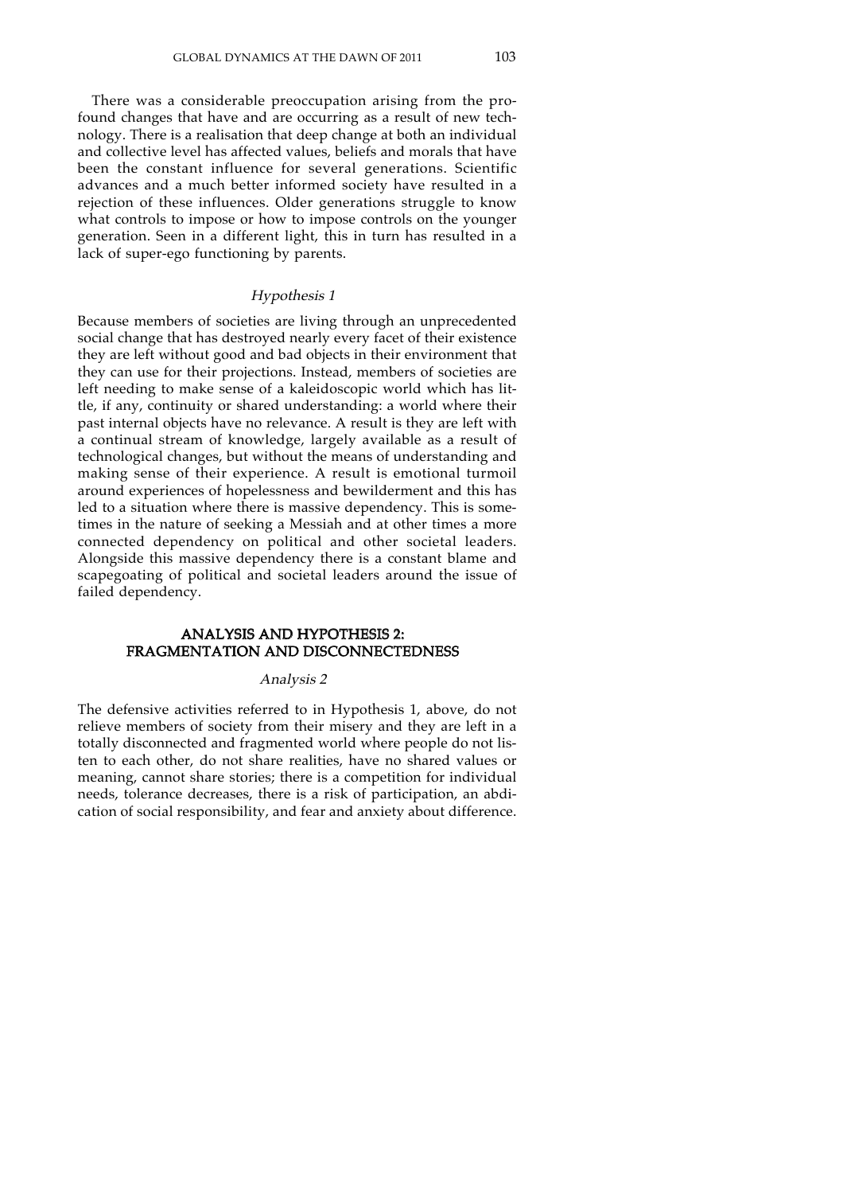There was a considerable preoccupation arising from the profound changes that have and are occurring as a result of new technology. There is a realisation that deep change at both an individual and collective level has affected values, beliefs and morals that have been the constant influence for several generations. Scientific advances and a much better informed society have resulted in a rejection of these influences. Older generations struggle to know what controls to impose or how to impose controls on the younger generation. Seen in a different light, this in turn has resulted in a lack of super-ego functioning by parents.

### *Hypothesis 1*

Because members of societies are living through an unprecedented social change that has destroyed nearly every facet of their existence they are left without good and bad objects in their environment that they can use for their projections. Instead, members of societies are left needing to make sense of a kaleidoscopic world which has little, if any, continuity or shared understanding: a world where their past internal objects have no relevance. A result is they are left with a continual stream of knowledge, largely available as a result of technological changes, but without the means of understanding and making sense of their experience. A result is emotional turmoil around experiences of hopelessness and bewilderment and this has led to a situation where there is massive dependency. This is sometimes in the nature of seeking a Messiah and at other times a more connected dependency on political and other societal leaders. Alongside this massive dependency there is a constant blame and scapegoating of political and societal leaders around the issue of failed dependency.

## ANALYSIS AND HYPOTHESIS 2: FRAGMENTATION AND DISCONNECTEDNESS

### *Analysis 2*

The defensive activities referred to in Hypothesis 1, above, do not relieve members of society from their misery and they are left in a totally disconnected and fragmented world where people do not listen to each other, do not share realities, have no shared values or meaning, cannot share stories; there is a competition for individual needs, tolerance decreases, there is a risk of participation, an abdication of social responsibility, and fear and anxiety about difference.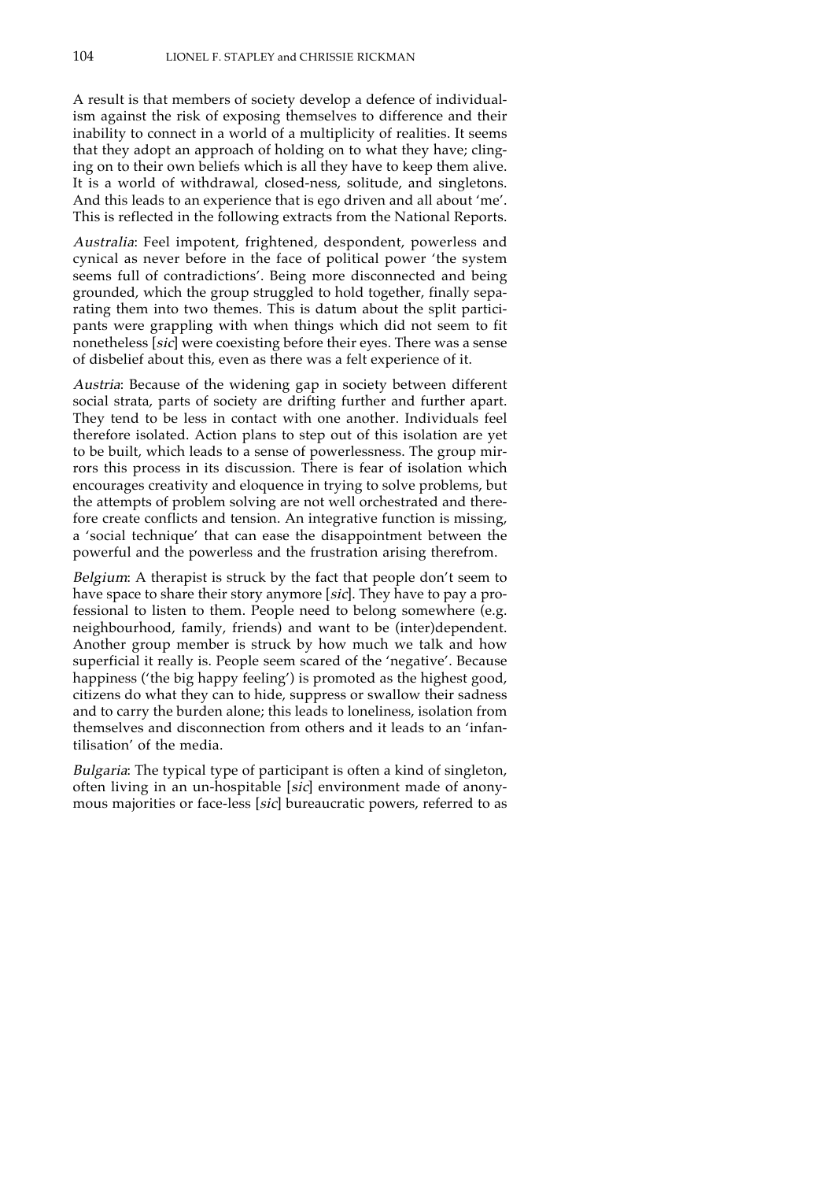A result is that members of society develop a defence of individualism against the risk of exposing themselves to difference and their inability to connect in a world of a multiplicity of realities. It seems that they adopt an approach of holding on to what they have; clinging on to their own beliefs which is all they have to keep them alive. It is a world of withdrawal, closed-ness, solitude, and singletons. And this leads to an experience that is ego driven and all about 'me'. This is reflected in the following extracts from the National Reports.

*Australia*: Feel impotent, frightened, despondent, powerless and cynical as never before in the face of political power 'the system seems full of contradictions'. Being more disconnected and being grounded, which the group struggled to hold together, finally separating them into two themes. This is datum about the split participants were grappling with when things which did not seem to fit nonetheless [*sic*] were coexisting before their eyes. There was a sense of disbelief about this, even as there was a felt experience of it.

*Austria*: Because of the widening gap in society between different social strata, parts of society are drifting further and further apart. They tend to be less in contact with one another. Individuals feel therefore isolated. Action plans to step out of this isolation are yet to be built, which leads to a sense of powerlessness. The group mirrors this process in its discussion. There is fear of isolation which encourages creativity and eloquence in trying to solve problems, but the attempts of problem solving are not well orchestrated and therefore create conflicts and tension. An integrative function is missing, a 'social technique' that can ease the disappointment between the powerful and the powerless and the frustration arising therefrom.

*Belgium*: A therapist is struck by the fact that people don't seem to have space to share their story anymore [*sic*]. They have to pay a professional to listen to them. People need to belong somewhere (e.g. neighbourhood, family, friends) and want to be (inter)dependent. Another group member is struck by how much we talk and how superficial it really is. People seem scared of the 'negative'. Because happiness ('the big happy feeling') is promoted as the highest good, citizens do what they can to hide, suppress or swallow their sadness and to carry the burden alone; this leads to loneliness, isolation from themselves and disconnection from others and it leads to an 'infantilisation' of the media.

*Bulgaria*: The typical type of participant is often a kind of singleton, often living in an un-hospitable [*sic*] environment made of anonymous majorities or face-less [*sic*] bureaucratic powers, referred to as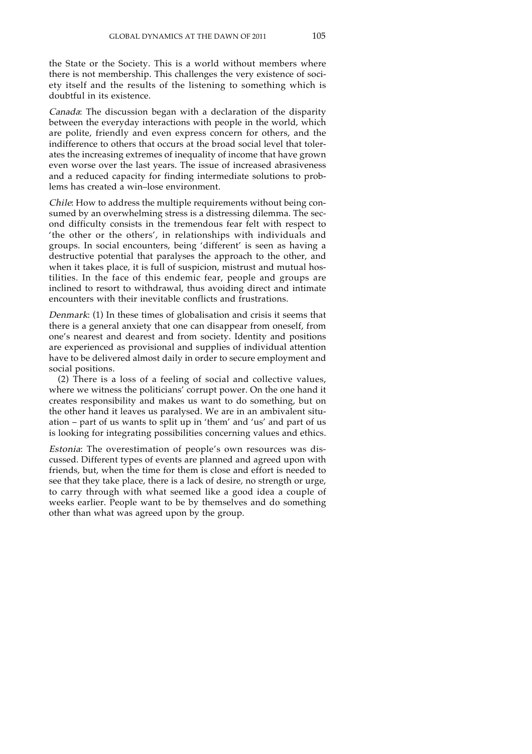the State or the Society. This is a world without members where there is not membership. This challenges the very existence of society itself and the results of the listening to something which is doubtful in its existence.

*Canada*: The discussion began with a declaration of the disparity between the everyday interactions with people in the world, which are polite, friendly and even express concern for others, and the indifference to others that occurs at the broad social level that tolerates the increasing extremes of inequality of income that have grown even worse over the last years. The issue of increased abrasiveness and a reduced capacity for finding intermediate solutions to problems has created a win–lose environment.

*Chile*: How to address the multiple requirements without being consumed by an overwhelming stress is a distressing dilemma. The second difficulty consists in the tremendous fear felt with respect to 'the other or the others', in relationships with individuals and groups. In social encounters, being 'different' is seen as having a destructive potential that paralyses the approach to the other, and when it takes place, it is full of suspicion, mistrust and mutual hostilities. In the face of this endemic fear, people and groups are inclined to resort to withdrawal, thus avoiding direct and intimate encounters with their inevitable conflicts and frustrations.

*Denmark*: (1) In these times of globalisation and crisis it seems that there is a general anxiety that one can disappear from oneself, from one's nearest and dearest and from society. Identity and positions are experienced as provisional and supplies of individual attention have to be delivered almost daily in order to secure employment and social positions.

(2) There is a loss of a feeling of social and collective values, where we witness the politicians' corrupt power. On the one hand it creates responsibility and makes us want to do something, but on the other hand it leaves us paralysed. We are in an ambivalent situation – part of us wants to split up in 'them' and 'us' and part of us is looking for integrating possibilities concerning values and ethics.

*Estonia*: The overestimation of people's own resources was discussed. Different types of events are planned and agreed upon with friends, but, when the time for them is close and effort is needed to see that they take place, there is a lack of desire, no strength or urge, to carry through with what seemed like a good idea a couple of weeks earlier. People want to be by themselves and do something other than what was agreed upon by the group.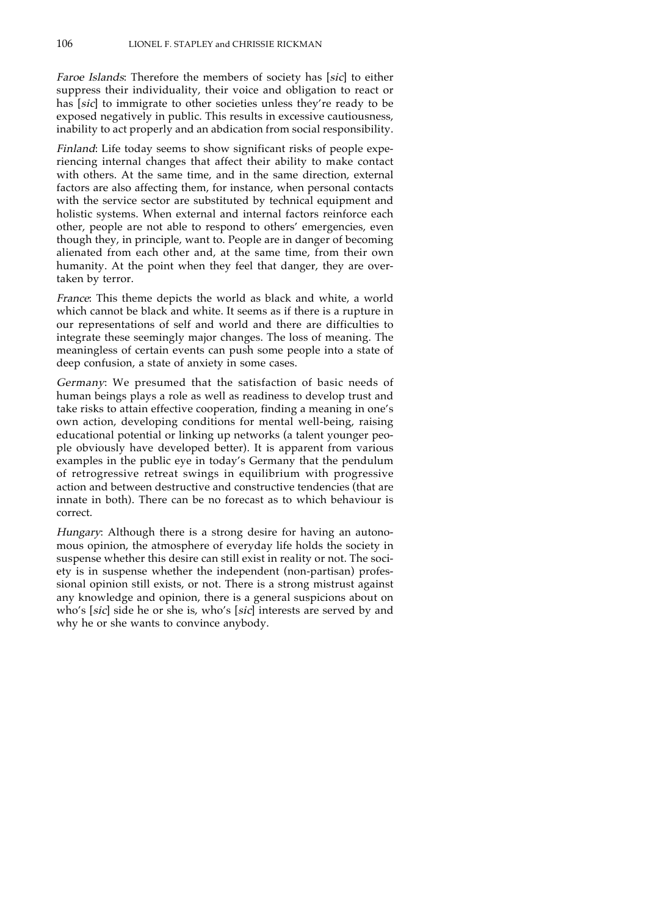*Faroe Islands*: Therefore the members of society has [*sic*] to either suppress their individuality, their voice and obligation to react or has [*sic*] to immigrate to other societies unless they're ready to be exposed negatively in public. This results in excessive cautiousness, inability to act properly and an abdication from social responsibility.

*Finland*: Life today seems to show significant risks of people experiencing internal changes that affect their ability to make contact with others. At the same time, and in the same direction, external factors are also affecting them, for instance, when personal contacts with the service sector are substituted by technical equipment and holistic systems. When external and internal factors reinforce each other, people are not able to respond to others' emergencies, even though they, in principle, want to. People are in danger of becoming alienated from each other and, at the same time, from their own humanity. At the point when they feel that danger, they are overtaken by terror.

*France*: This theme depicts the world as black and white, a world which cannot be black and white. It seems as if there is a rupture in our representations of self and world and there are difficulties to integrate these seemingly major changes. The loss of meaning. The meaningless of certain events can push some people into a state of deep confusion, a state of anxiety in some cases.

*Germany*: We presumed that the satisfaction of basic needs of human beings plays a role as well as readiness to develop trust and take risks to attain effective cooperation, finding a meaning in one's own action, developing conditions for mental well-being, raising educational potential or linking up networks (a talent younger people obviously have developed better). It is apparent from various examples in the public eye in today's Germany that the pendulum of retrogressive retreat swings in equilibrium with progressive action and between destructive and constructive tendencies (that are innate in both). There can be no forecast as to which behaviour is correct.

*Hungary*: Although there is a strong desire for having an autonomous opinion, the atmosphere of everyday life holds the society in suspense whether this desire can still exist in reality or not. The society is in suspense whether the independent (non-partisan) professional opinion still exists, or not. There is a strong mistrust against any knowledge and opinion, there is a general suspicions about on who's [*sic*] side he or she is, who's [*sic*] interests are served by and why he or she wants to convince anybody.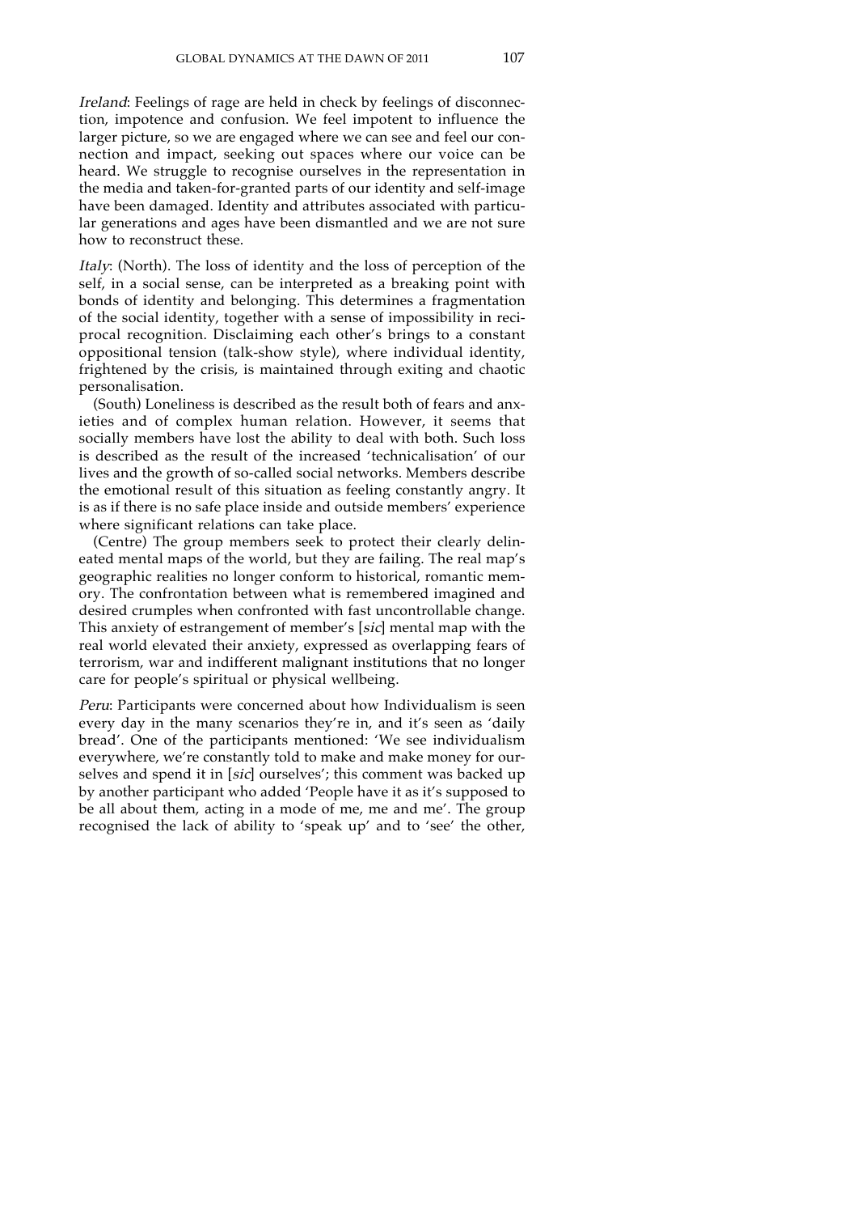*Ireland*: Feelings of rage are held in check by feelings of disconnection, impotence and confusion. We feel impotent to influence the larger picture, so we are engaged where we can see and feel our connection and impact, seeking out spaces where our voice can be heard. We struggle to recognise ourselves in the representation in the media and taken-for-granted parts of our identity and self-image have been damaged. Identity and attributes associated with particular generations and ages have been dismantled and we are not sure how to reconstruct these.

*Italy*: (North). The loss of identity and the loss of perception of the self, in a social sense, can be interpreted as a breaking point with bonds of identity and belonging. This determines a fragmentation of the social identity, together with a sense of impossibility in reciprocal recognition. Disclaiming each other's brings to a constant oppositional tension (talk-show style), where individual identity, frightened by the crisis, is maintained through exiting and chaotic personalisation.

(South) Loneliness is described as the result both of fears and anxieties and of complex human relation. However, it seems that socially members have lost the ability to deal with both. Such loss is described as the result of the increased 'technicalisation' of our lives and the growth of so-called social networks. Members describe the emotional result of this situation as feeling constantly angry. It is as if there is no safe place inside and outside members' experience where significant relations can take place.

(Centre) The group members seek to protect their clearly delineated mental maps of the world, but they are failing. The real map's geographic realities no longer conform to historical, romantic memory. The confrontation between what is remembered imagined and desired crumples when confronted with fast uncontrollable change. This anxiety of estrangement of member's [*sic*] mental map with the real world elevated their anxiety, expressed as overlapping fears of terrorism, war and indifferent malignant institutions that no longer care for people's spiritual or physical wellbeing.

*Peru*: Participants were concerned about how Individualism is seen every day in the many scenarios they're in, and it's seen as 'daily bread'. One of the participants mentioned: 'We see individualism everywhere, we're constantly told to make and make money for ourselves and spend it in [*sic*] ourselves'; this comment was backed up by another participant who added 'People have it as it's supposed to be all about them, acting in a mode of me, me and me'. The group recognised the lack of ability to 'speak up' and to 'see' the other,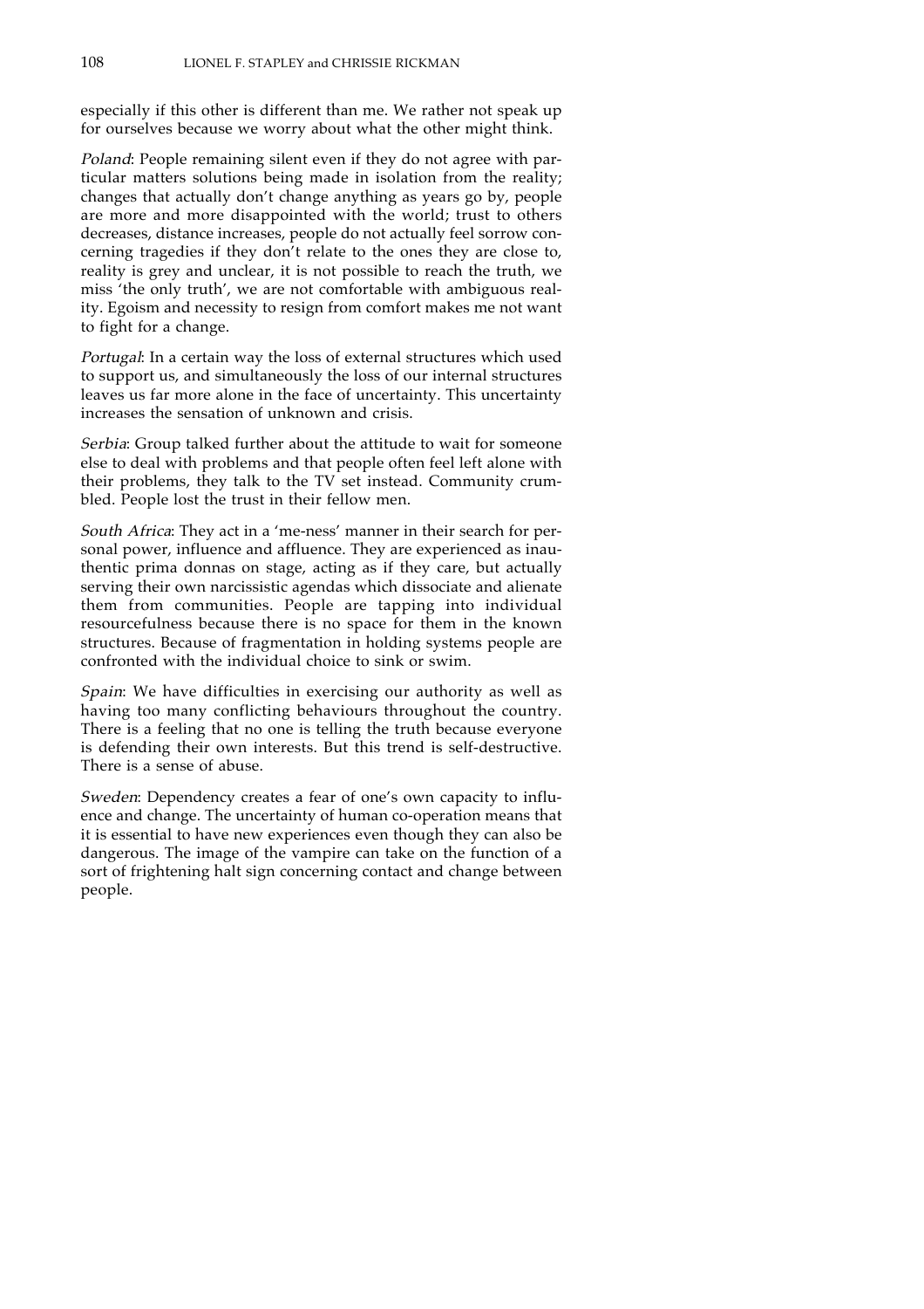especially if this other is different than me. We rather not speak up for ourselves because we worry about what the other might think.

*Poland*: People remaining silent even if they do not agree with particular matters solutions being made in isolation from the reality; changes that actually don't change anything as years go by, people are more and more disappointed with the world; trust to others decreases, distance increases, people do not actually feel sorrow concerning tragedies if they don't relate to the ones they are close to, reality is grey and unclear, it is not possible to reach the truth, we miss 'the only truth', we are not comfortable with ambiguous reality. Egoism and necessity to resign from comfort makes me not want to fight for a change.

*Portugal*: In a certain way the loss of external structures which used to support us, and simultaneously the loss of our internal structures leaves us far more alone in the face of uncertainty. This uncertainty increases the sensation of unknown and crisis.

*Serbia*: Group talked further about the attitude to wait for someone else to deal with problems and that people often feel left alone with their problems, they talk to the TV set instead. Community crumbled. People lost the trust in their fellow men.

*South Africa*: They act in a 'me-ness' manner in their search for personal power, influence and affluence. They are experienced as inauthentic prima donnas on stage, acting as if they care, but actually serving their own narcissistic agendas which dissociate and alienate them from communities. People are tapping into individual resourcefulness because there is no space for them in the known structures. Because of fragmentation in holding systems people are confronted with the individual choice to sink or swim.

*Spain*: We have difficulties in exercising our authority as well as having too many conflicting behaviours throughout the country. There is a feeling that no one is telling the truth because everyone is defending their own interests. But this trend is self-destructive. There is a sense of abuse.

*Sweden*: Dependency creates a fear of one's own capacity to influence and change. The uncertainty of human co-operation means that it is essential to have new experiences even though they can also be dangerous. The image of the vampire can take on the function of a sort of frightening halt sign concerning contact and change between people.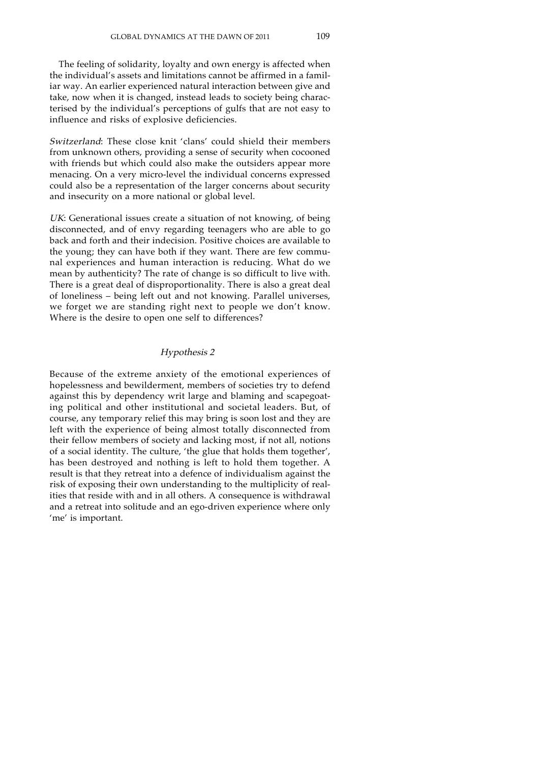The feeling of solidarity, loyalty and own energy is affected when the individual's assets and limitations cannot be affirmed in a familiar way. An earlier experienced natural interaction between give and take, now when it is changed, instead leads to society being characterised by the individual's perceptions of gulfs that are not easy to influence and risks of explosive deficiencies.

*Switzerland*: These close knit 'clans' could shield their members from unknown others, providing a sense of security when cocooned with friends but which could also make the outsiders appear more menacing. On a very micro-level the individual concerns expressed could also be a representation of the larger concerns about security and insecurity on a more national or global level.

*UK*: Generational issues create a situation of not knowing, of being disconnected, and of envy regarding teenagers who are able to go back and forth and their indecision. Positive choices are available to the young; they can have both if they want. There are few communal experiences and human interaction is reducing. What do we mean by authenticity? The rate of change is so difficult to live with. There is a great deal of disproportionality. There is also a great deal of loneliness – being left out and not knowing. Parallel universes, we forget we are standing right next to people we don't know. Where is the desire to open one self to differences?

### *Hypothesis 2*

Because of the extreme anxiety of the emotional experiences of hopelessness and bewilderment, members of societies try to defend against this by dependency writ large and blaming and scapegoating political and other institutional and societal leaders. But, of course, any temporary relief this may bring is soon lost and they are left with the experience of being almost totally disconnected from their fellow members of society and lacking most, if not all, notions of a social identity. The culture, 'the glue that holds them together', has been destroyed and nothing is left to hold them together. A result is that they retreat into a defence of individualism against the risk of exposing their own understanding to the multiplicity of realities that reside with and in all others. A consequence is withdrawal and a retreat into solitude and an ego-driven experience where only 'me' is important.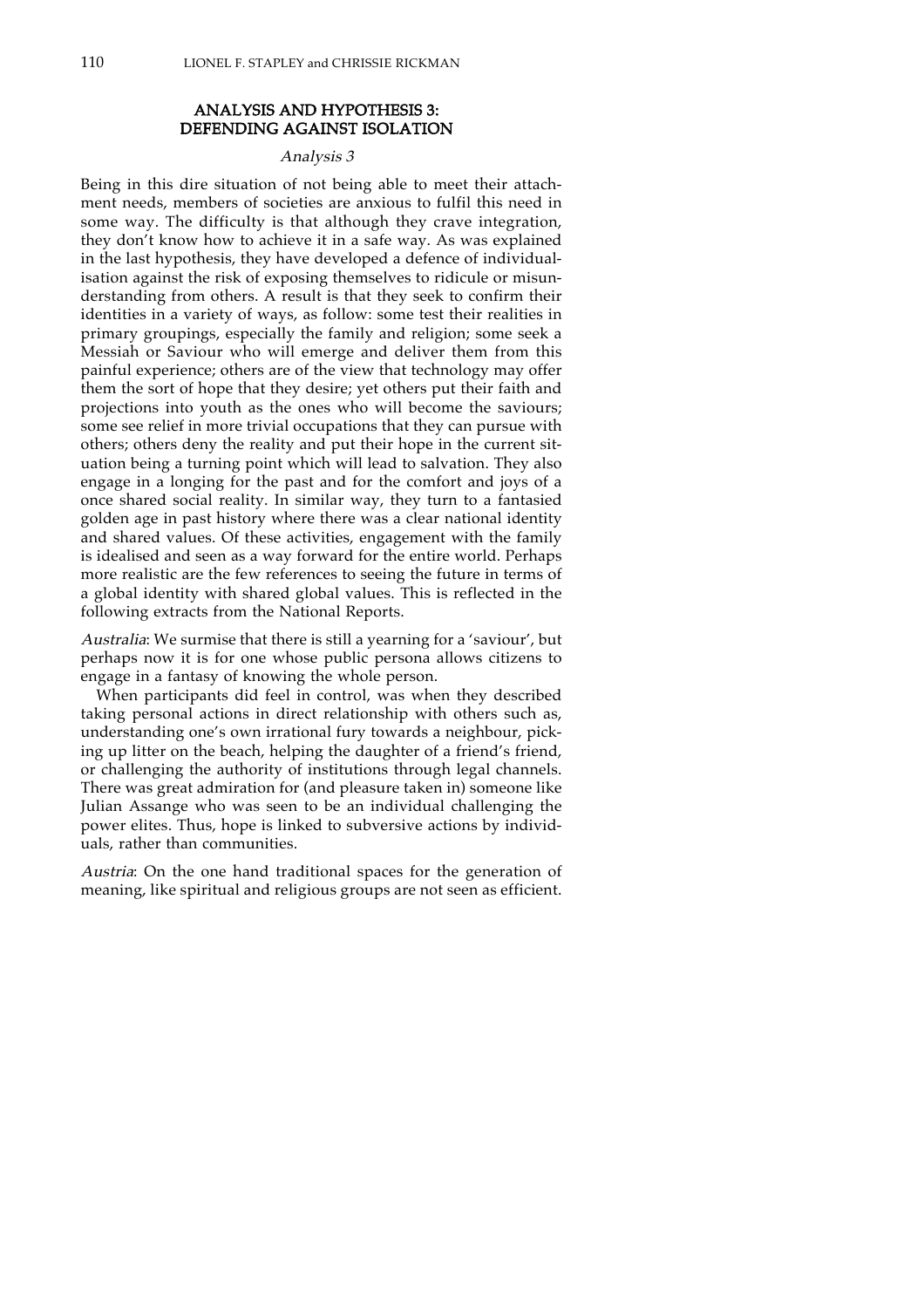## ANALYSIS AND HYPOTHESIS 3: DEFENDING AGAINST ISOLATION

### *Analysis 3*

Being in this dire situation of not being able to meet their attachment needs, members of societies are anxious to fulfil this need in some way. The difficulty is that although they crave integration, they don't know how to achieve it in a safe way. As was explained in the last hypothesis, they have developed a defence of individualisation against the risk of exposing themselves to ridicule or misunderstanding from others. A result is that they seek to confirm their identities in a variety of ways, as follow: some test their realities in primary groupings, especially the family and religion; some seek a Messiah or Saviour who will emerge and deliver them from this painful experience; others are of the view that technology may offer them the sort of hope that they desire; yet others put their faith and projections into youth as the ones who will become the saviours; some see relief in more trivial occupations that they can pursue with others; others deny the reality and put their hope in the current situation being a turning point which will lead to salvation. They also engage in a longing for the past and for the comfort and joys of a once shared social reality. In similar way, they turn to a fantasied golden age in past history where there was a clear national identity and shared values. Of these activities, engagement with the family is idealised and seen as a way forward for the entire world. Perhaps more realistic are the few references to seeing the future in terms of a global identity with shared global values. This is reflected in the following extracts from the National Reports.

*Australia*: We surmise that there is still a yearning for a 'saviour', but perhaps now it is for one whose public persona allows citizens to engage in a fantasy of knowing the whole person.

When participants did feel in control, was when they described taking personal actions in direct relationship with others such as, understanding one's own irrational fury towards a neighbour, picking up litter on the beach, helping the daughter of a friend's friend, or challenging the authority of institutions through legal channels. There was great admiration for (and pleasure taken in) someone like Julian Assange who was seen to be an individual challenging the power elites. Thus, hope is linked to subversive actions by individuals, rather than communities.

*Austria*: On the one hand traditional spaces for the generation of meaning, like spiritual and religious groups are not seen as efficient.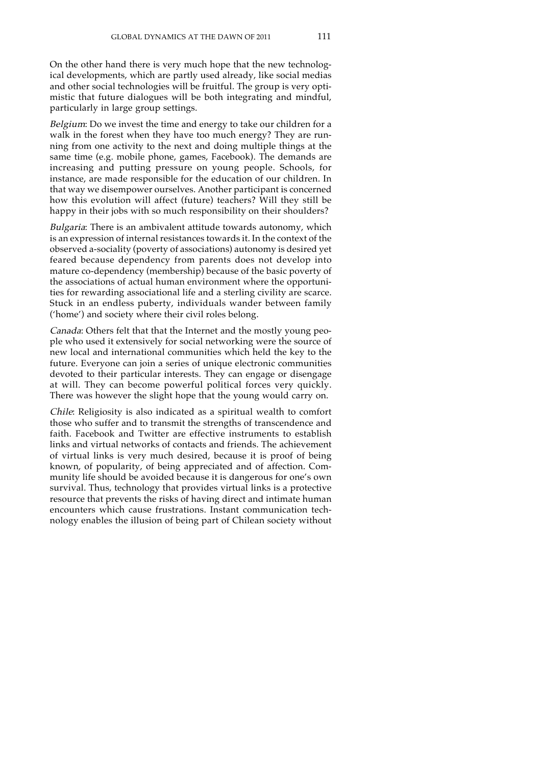On the other hand there is very much hope that the new technological developments, which are partly used already, like social medias and other social technologies will be fruitful. The group is very optimistic that future dialogues will be both integrating and mindful, particularly in large group settings.

*Belgium*: Do we invest the time and energy to take our children for a walk in the forest when they have too much energy? They are running from one activity to the next and doing multiple things at the same time (e.g. mobile phone, games, Facebook). The demands are increasing and putting pressure on young people. Schools, for instance, are made responsible for the education of our children. In that way we disempower ourselves. Another participant is concerned how this evolution will affect (future) teachers? Will they still be happy in their jobs with so much responsibility on their shoulders?

*Bulgaria*: There is an ambivalent attitude towards autonomy, which is an expression of internal resistances towards it. In the context of the observed a-sociality (poverty of associations) autonomy is desired yet feared because dependency from parents does not develop into mature co-dependency (membership) because of the basic poverty of the associations of actual human environment where the opportunities for rewarding associational life and a sterling civility are scarce. Stuck in an endless puberty, individuals wander between family ('home') and society where their civil roles belong.

*Canada*: Others felt that that the Internet and the mostly young people who used it extensively for social networking were the source of new local and international communities which held the key to the future. Everyone can join a series of unique electronic communities devoted to their particular interests. They can engage or disengage at will. They can become powerful political forces very quickly. There was however the slight hope that the young would carry on.

*Chile*: Religiosity is also indicated as a spiritual wealth to comfort those who suffer and to transmit the strengths of transcendence and faith. Facebook and Twitter are effective instruments to establish links and virtual networks of contacts and friends. The achievement of virtual links is very much desired, because it is proof of being known, of popularity, of being appreciated and of affection. Community life should be avoided because it is dangerous for one's own survival. Thus, technology that provides virtual links is a protective resource that prevents the risks of having direct and intimate human encounters which cause frustrations. Instant communication technology enables the illusion of being part of Chilean society without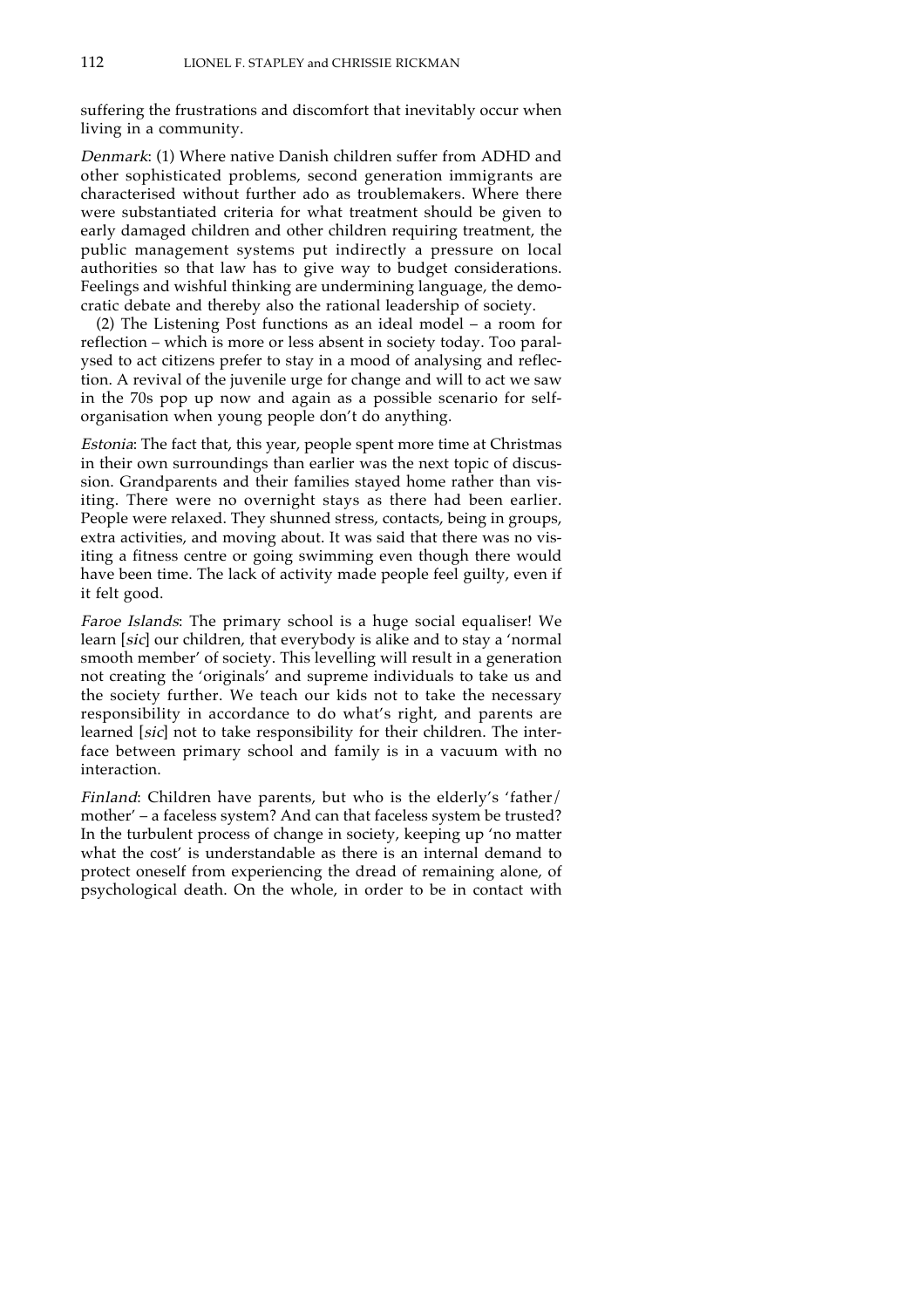suffering the frustrations and discomfort that inevitably occur when living in a community.

*Denmark*: (1) Where native Danish children suffer from ADHD and other sophisticated problems, second generation immigrants are characterised without further ado as troublemakers. Where there were substantiated criteria for what treatment should be given to early damaged children and other children requiring treatment, the public management systems put indirectly a pressure on local authorities so that law has to give way to budget considerations. Feelings and wishful thinking are undermining language, the democratic debate and thereby also the rational leadership of society.

(2) The Listening Post functions as an ideal model – a room for reflection – which is more or less absent in society today. Too paralysed to act citizens prefer to stay in a mood of analysing and reflection. A revival of the juvenile urge for change and will to act we saw in the 70s pop up now and again as a possible scenario for self-organisation when young people don't do anything.

*Estonia*: The fact that, this year, people spent more time at Christmas in their own surroundings than earlier was the next topic of discussion. Grandparents and their families stayed home rather than visiting. There were no overnight stays as there had been earlier. People were relaxed. They shunned stress, contacts, being in groups, extra activities, and moving about. It was said that there was no visiting a fitness centre or going swimming even though there would have been time. The lack of activity made people feel guilty, even if it felt good.

*Faroe Islands*: The primary school is a huge social equaliser! We learn [*sic*] our children, that everybody is alike and to stay a 'normal smooth member' of society. This levelling will result in a generation not creating the 'originals' and supreme individuals to take us and the society further. We teach our kids not to take the necessary responsibility in accordance to do what's right, and parents are learned [*sic*] not to take responsibility for their children. The interface between primary school and family is in a vacuum with no interaction.

*Finland*: Children have parents, but who is the elderly's 'father/mother' – a faceless system? And can that faceless system be trusted? In the turbulent process of change in society, keeping up 'no matter what the cost' is understandable as there is an internal demand to protect oneself from experiencing the dread of remaining alone, of psychological death. On the whole, in order to be in contact with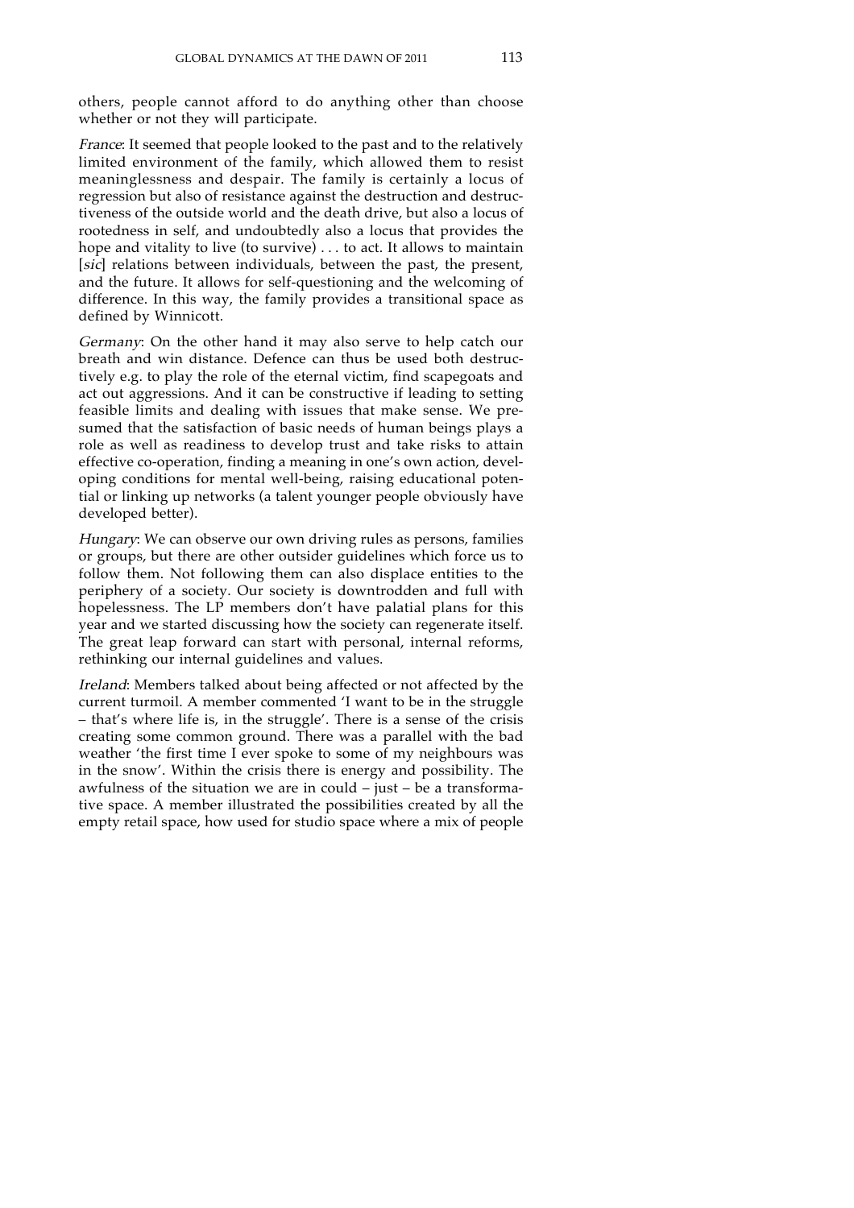others, people cannot afford to do anything other than choose whether or not they will participate.

*France*: It seemed that people looked to the past and to the relatively limited environment of the family, which allowed them to resist meaninglessness and despair. The family is certainly a locus of regression but also of resistance against the destruction and destructiveness of the outside world and the death drive, but also a locus of rootedness in self, and undoubtedly also a locus that provides the hope and vitality to live (to survive) . . . to act. It allows to maintain [*sic*] relations between individuals, between the past, the present, and the future. It allows for self-questioning and the welcoming of difference. In this way, the family provides a transitional space as defined by Winnicott.

*Germany*: On the other hand it may also serve to help catch our breath and win distance. Defence can thus be used both destructively e.g. to play the role of the eternal victim, find scapegoats and act out aggressions. And it can be constructive if leading to setting feasible limits and dealing with issues that make sense. We presumed that the satisfaction of basic needs of human beings plays a role as well as readiness to develop trust and take risks to attain effective co-operation, finding a meaning in one's own action, developing conditions for mental well-being, raising educational potential or linking up networks (a talent younger people obviously have developed better).

*Hungary*: We can observe our own driving rules as persons, families or groups, but there are other outsider guidelines which force us to follow them. Not following them can also displace entities to the periphery of a society. Our society is downtrodden and full with hopelessness. The LP members don't have palatial plans for this year and we started discussing how the society can regenerate itself. The great leap forward can start with personal, internal reforms, rethinking our internal guidelines and values.

*Ireland*: Members talked about being affected or not affected by the current turmoil. A member commented 'I want to be in the struggle – that's where life is, in the struggle'. There is a sense of the crisis creating some common ground. There was a parallel with the bad weather 'the first time I ever spoke to some of my neighbours was in the snow'. Within the crisis there is energy and possibility. The awfulness of the situation we are in could – just – be a transformative space. A member illustrated the possibilities created by all the empty retail space, how used for studio space where a mix of people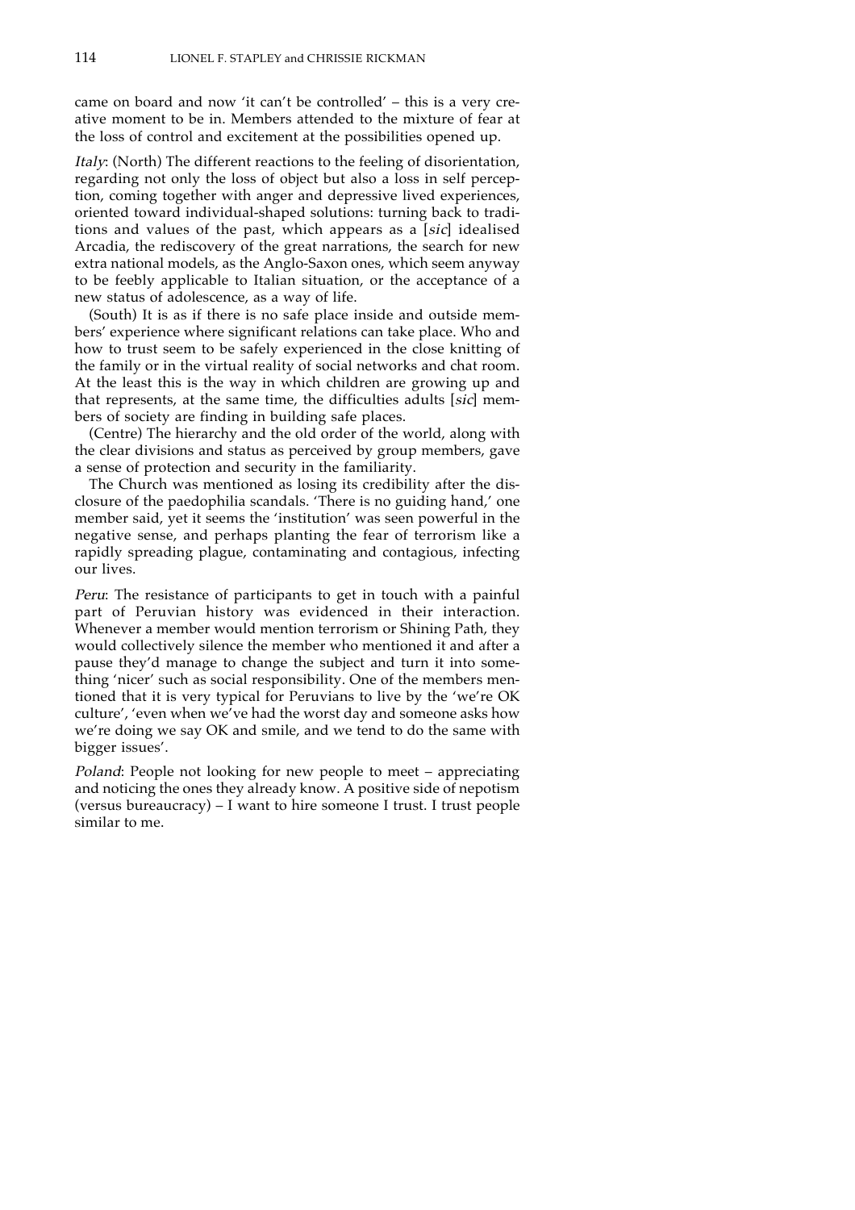came on board and now 'it can't be controlled' – this is a very creative moment to be in. Members attended to the mixture of fear at the loss of control and excitement at the possibilities opened up.

*Italy*: (North) The different reactions to the feeling of disorientation, regarding not only the loss of object but also a loss in self perception, coming together with anger and depressive lived experiences, oriented toward individual-shaped solutions: turning back to traditions and values of the past, which appears as a [*sic*] idealised Arcadia, the rediscovery of the great narrations, the search for new extra national models, as the Anglo-Saxon ones, which seem anyway to be feebly applicable to Italian situation, or the acceptance of a new status of adolescence, as a way of life.

(South) It is as if there is no safe place inside and outside members' experience where significant relations can take place. Who and how to trust seem to be safely experienced in the close knitting of the family or in the virtual reality of social networks and chat room. At the least this is the way in which children are growing up and that represents, at the same time, the difficulties adults [*sic*] members of society are finding in building safe places.

(Centre) The hierarchy and the old order of the world, along with the clear divisions and status as perceived by group members, gave a sense of protection and security in the familiarity.

The Church was mentioned as losing its credibility after the disclosure of the paedophilia scandals. 'There is no guiding hand,' one member said, yet it seems the 'institution' was seen powerful in the negative sense, and perhaps planting the fear of terrorism like a rapidly spreading plague, contaminating and contagious, infecting our lives.

*Peru*: The resistance of participants to get in touch with a painful part of Peruvian history was evidenced in their interaction. Whenever a member would mention terrorism or Shining Path, they would collectively silence the member who mentioned it and after a pause they'd manage to change the subject and turn it into something 'nicer' such as social responsibility. One of the members mentioned that it is very typical for Peruvians to live by the 'we're OK culture', 'even when we've had the worst day and someone asks how we're doing we say OK and smile, and we tend to do the same with bigger issues'.

*Poland*: People not looking for new people to meet – appreciating and noticing the ones they already know. A positive side of nepotism (versus bureaucracy) – I want to hire someone I trust. I trust people similar to me.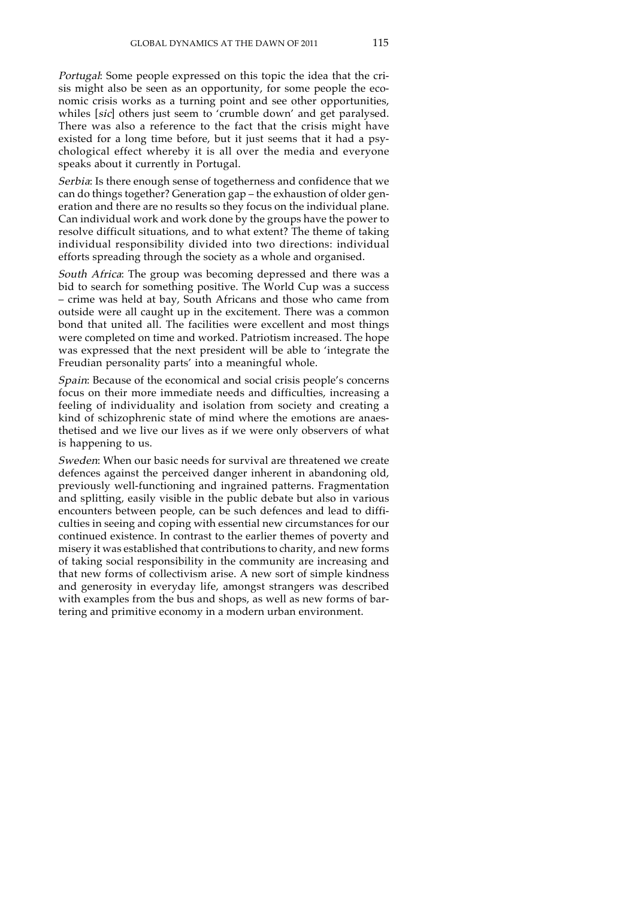*Portugal*: Some people expressed on this topic the idea that the crisis might also be seen as an opportunity, for some people the economic crisis works as a turning point and see other opportunities, whiles [*sic*] others just seem to 'crumble down' and get paralysed. There was also a reference to the fact that the crisis might have existed for a long time before, but it just seems that it had a psychological effect whereby it is all over the media and everyone speaks about it currently in Portugal.

*Serbia*: Is there enough sense of togetherness and confidence that we can do things together? Generation gap – the exhaustion of older generation and there are no results so they focus on the individual plane. Can individual work and work done by the groups have the power to resolve difficult situations, and to what extent? The theme of taking individual responsibility divided into two directions: individual efforts spreading through the society as a whole and organised.

*South Africa*: The group was becoming depressed and there was a bid to search for something positive. The World Cup was a success – crime was held at bay, South Africans and those who came from outside were all caught up in the excitement. There was a common bond that united all. The facilities were excellent and most things were completed on time and worked. Patriotism increased. The hope was expressed that the next president will be able to 'integrate the Freudian personality parts' into a meaningful whole.

*Spain*: Because of the economical and social crisis people's concerns focus on their more immediate needs and difficulties, increasing a feeling of individuality and isolation from society and creating a kind of schizophrenic state of mind where the emotions are anaesthetised and we live our lives as if we were only observers of what is happening to us.

*Sweden*: When our basic needs for survival are threatened we create defences against the perceived danger inherent in abandoning old, previously well-functioning and ingrained patterns. Fragmentation and splitting, easily visible in the public debate but also in various encounters between people, can be such defences and lead to difficulties in seeing and coping with essential new circumstances for our continued existence. In contrast to the earlier themes of poverty and misery it was established that contributions to charity, and new forms of taking social responsibility in the community are increasing and that new forms of collectivism arise. A new sort of simple kindness and generosity in everyday life, amongst strangers was described with examples from the bus and shops, as well as new forms of bartering and primitive economy in a modern urban environment.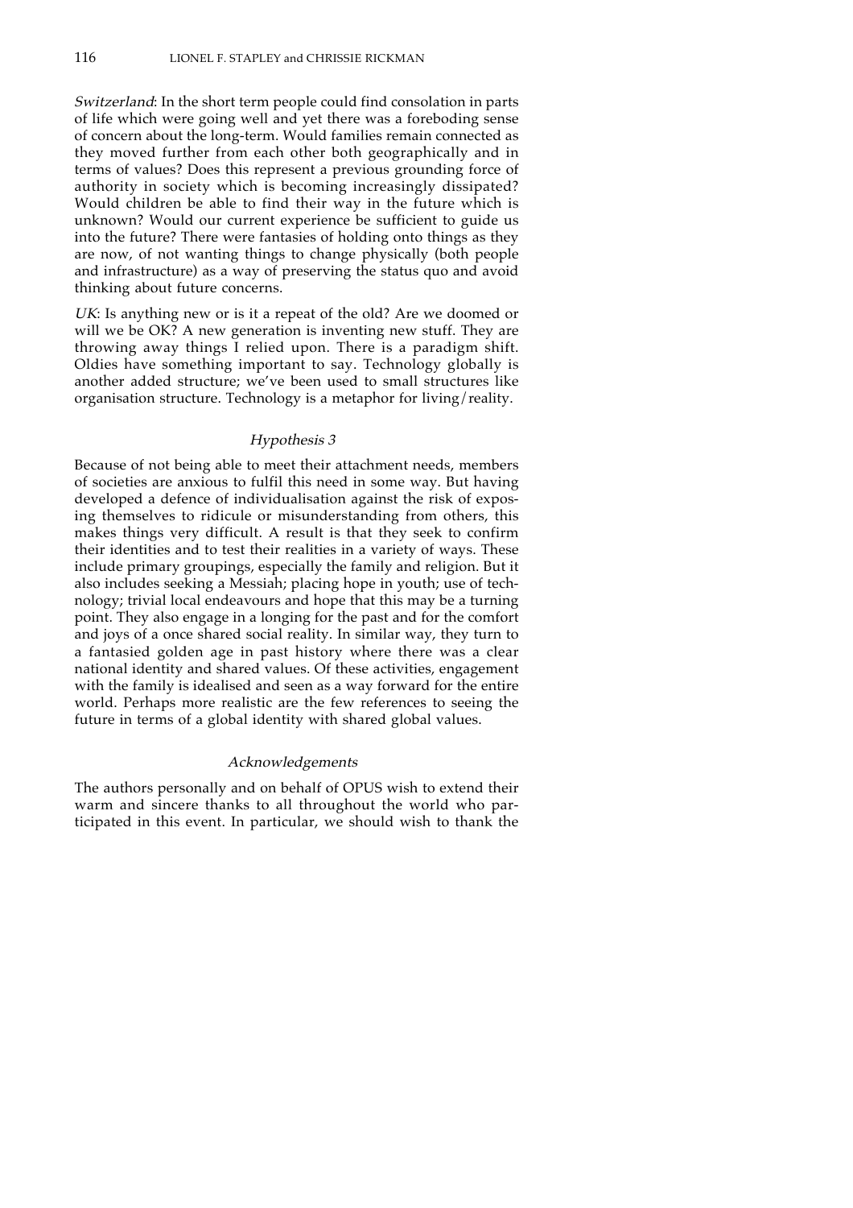*Switzerland*: In the short term people could find consolation in parts of life which were going well and yet there was a foreboding sense of concern about the long-term. Would families remain connected as they moved further from each other both geographically and in terms of values? Does this represent a previous grounding force of authority in society which is becoming increasingly dissipated? Would children be able to find their way in the future which is unknown? Would our current experience be sufficient to guide us into the future? There were fantasies of holding onto things as they are now, of not wanting things to change physically (both people and infrastructure) as a way of preserving the status quo and avoid thinking about future concerns.

*UK*: Is anything new or is it a repeat of the old? Are we doomed or will we be OK? A new generation is inventing new stuff. They are throwing away things I relied upon. There is a paradigm shift. Oldies have something important to say. Technology globally is another added structure; we've been used to small structures like organisation structure. Technology is a metaphor for living/reality.

### *Hypothesis 3*

Because of not being able to meet their attachment needs, members of societies are anxious to fulfil this need in some way. But having developed a defence of individualisation against the risk of exposing themselves to ridicule or misunderstanding from others, this makes things very difficult. A result is that they seek to confirm their identities and to test their realities in a variety of ways. These include primary groupings, especially the family and religion. But it also includes seeking a Messiah; placing hope in youth; use of technology; trivial local endeavours and hope that this may be a turning point. They also engage in a longing for the past and for the comfort and joys of a once shared social reality. In similar way, they turn to a fantasied golden age in past history where there was a clear national identity and shared values. Of these activities, engagement with the family is idealised and seen as a way forward for the entire world. Perhaps more realistic are the few references to seeing the future in terms of a global identity with shared global values.

### *Acknowledgements*

The authors personally and on behalf of OPUS wish to extend their warm and sincere thanks to all throughout the world who participated in this event. In particular, we should wish to thank the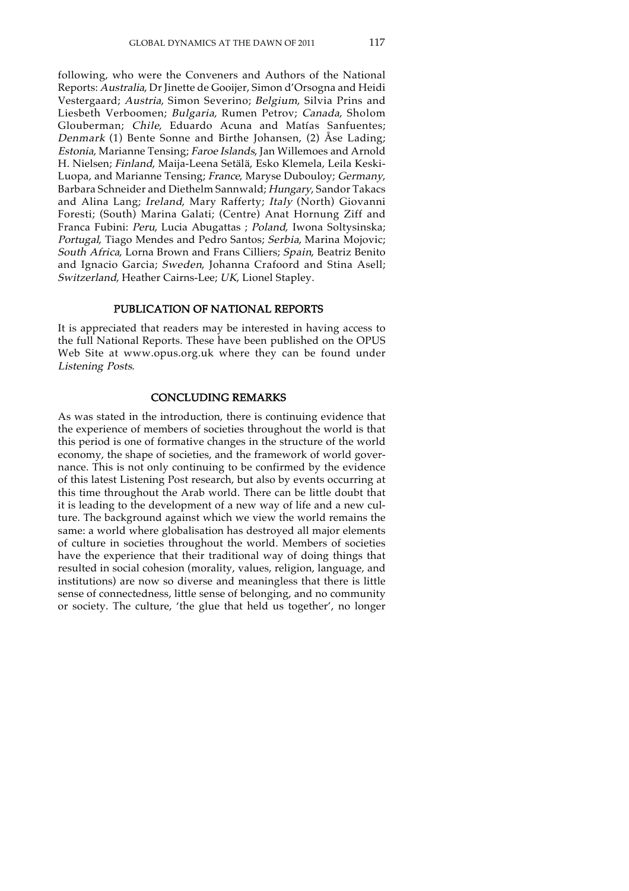following, who were the Conveners and Authors of the National Reports: *Australia*, Dr Jinette de Gooijer, Simon d'Orsogna and Heidi Vestergaard; *Austria*, Simon Severino; *Belgium*, Silvia Prins and Liesbeth Verboomen; *Bulgaria*, Rumen Petrov; *Canada*, Sholom Glouberman; *Chile*, Eduardo Acuna and Matías Sanfuentes; *Denmark* (1) Bente Sonne and Birthe Johansen, (2) Åse Lading; *Estonia*, Marianne Tensing; *Faroe Islands*, Jan Willemoes and Arnold H. Nielsen; *Finland*, Maija-Leena Setälä, Esko Klemela, Leila Keski-Luopa, and Marianne Tensing; *France*, Maryse Dubouloy; *Germany*, Barbara Schneider and Diethelm Sannwald; *Hungary*, Sandor Takacs and Alina Lang; *Ireland*, Mary Rafferty; *Italy* (North) Giovanni Foresti; (South) Marina Galati; (Centre) Anat Hornung Ziff and Franca Fubini: *Peru*, Lucia Abugattas ; *Poland*, Iwona Soltysinska; *Portugal*, Tiago Mendes and Pedro Santos; *Serbia*, Marina Mojovic; *South Africa*, Lorna Brown and Frans Cilliers; *Spain*, Beatriz Benito and Ignacio Garcia; *Sweden*, Johanna Crafoord and Stina Asell; *Switzerland*, Heather Cairns-Lee; *UK*, Lionel Stapley.

## PUBLICATION OF NATIONAL REPORTS

It is appreciated that readers may be interested in having access to the full National Reports. These have been published on the OPUS Web Site at www.opus.org.uk where they can be found under *Listening Posts*.

## CONCLUDING REMARKS

As was stated in the introduction, there is continuing evidence that the experience of members of societies throughout the world is that this period is one of formative changes in the structure of the world economy, the shape of societies, and the framework of world governance. This is not only continuing to be confirmed by the evidence of this latest Listening Post research, but also by events occurring at this time throughout the Arab world. There can be little doubt that it is leading to the development of a new way of life and a new culture. The background against which we view the world remains the same: a world where globalisation has destroyed all major elements of culture in societies throughout the world. Members of societies have the experience that their traditional way of doing things that resulted in social cohesion (morality, values, religion, language, and institutions) are now so diverse and meaningless that there is little sense of connectedness, little sense of belonging, and no community or society. The culture, 'the glue that held us together', no longer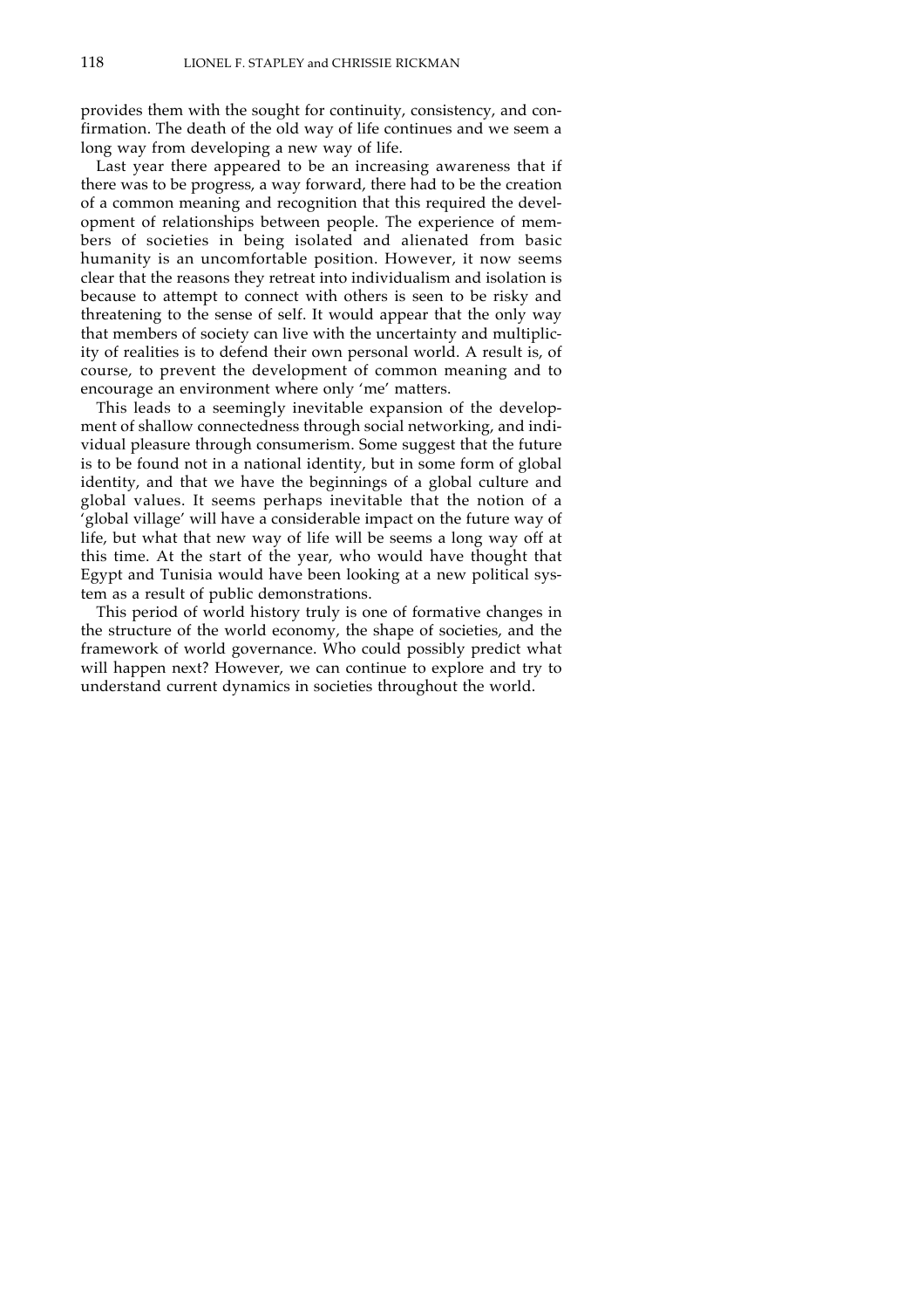provides them with the sought for continuity, consistency, and confirmation. The death of the old way of life continues and we seem a long way from developing a new way of life.

Last year there appeared to be an increasing awareness that if there was to be progress, a way forward, there had to be the creation of a common meaning and recognition that this required the development of relationships between people. The experience of members of societies in being isolated and alienated from basic humanity is an uncomfortable position. However, it now seems clear that the reasons they retreat into individualism and isolation is because to attempt to connect with others is seen to be risky and threatening to the sense of self. It would appear that the only way that members of society can live with the uncertainty and multiplicity of realities is to defend their own personal world. A result is, of course, to prevent the development of common meaning and to encourage an environment where only 'me' matters.

This leads to a seemingly inevitable expansion of the development of shallow connectedness through social networking, and individual pleasure through consumerism. Some suggest that the future is to be found not in a national identity, but in some form of global identity, and that we have the beginnings of a global culture and global values. It seems perhaps inevitable that the notion of a 'global village' will have a considerable impact on the future way of life, but what that new way of life will be seems a long way off at this time. At the start of the year, who would have thought that Egypt and Tunisia would have been looking at a new political system as a result of public demonstrations.

This period of world history truly is one of formative changes in the structure of the world economy, the shape of societies, and the framework of world governance. Who could possibly predict what will happen next? However, we can continue to explore and try to understand current dynamics in societies throughout the world.